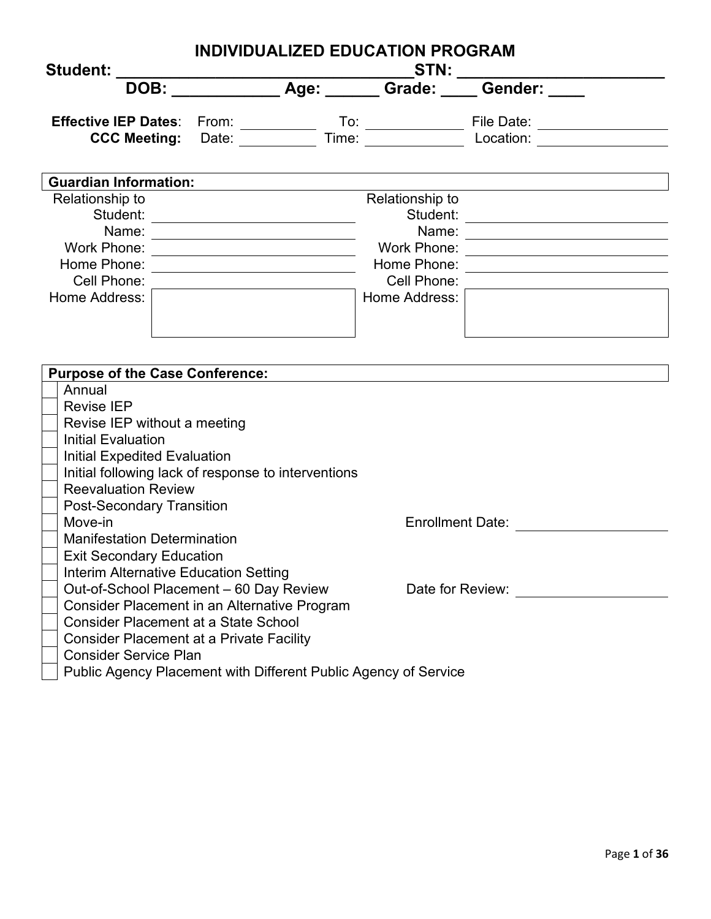# INDIVIDUALIZED EDUCATION PROGRAM

**Student:** ________________________________ **STN:** ______________________

**DOB:** ___________ **Age:** ______ **Grade:** ____ **Gender:** ____

**Effective IEP Dates**: From: __________ To: ____________ File Date: ______________

**CCC Meeting:** Date: __________ Time: ____________ Location: ______________

| **Guardian Information:** | | | |
|---|---|---|---|
| Relationship to Student: | | Relationship to Student: | |
| Name: | | Name: | |
| Work Phone: | | Work Phone: | |
| Home Phone: | | Home Phone: | |
| Cell Phone: | | Cell Phone: | |
| Home Address: | | Home Address: | |

**Purpose of the Case Conference:**

- [ ] Annual
- [ ] Revise IEP
- [ ] Revise IEP without a meeting
- [ ] Initial Evaluation
- [ ] Initial Expedited Evaluation
- [ ] Initial following lack of response to interventions
- [ ] Reevaluation Review
- [ ] Post-Secondary Transition
- [ ] Move-in — Enrollment Date: ______________
- [ ] Manifestation Determination
- [ ] Exit Secondary Education
- [ ] Interim Alternative Education Setting
- [ ] Out-of-School Placement – 60 Day Review — Date for Review: ______________
- [ ] Consider Placement in an Alternative Program
- [ ] Consider Placement at a State School
- [ ] Consider Placement at a Private Facility
- [ ] Consider Service Plan
- [ ] Public Agency Placement with Different Public Agency of Service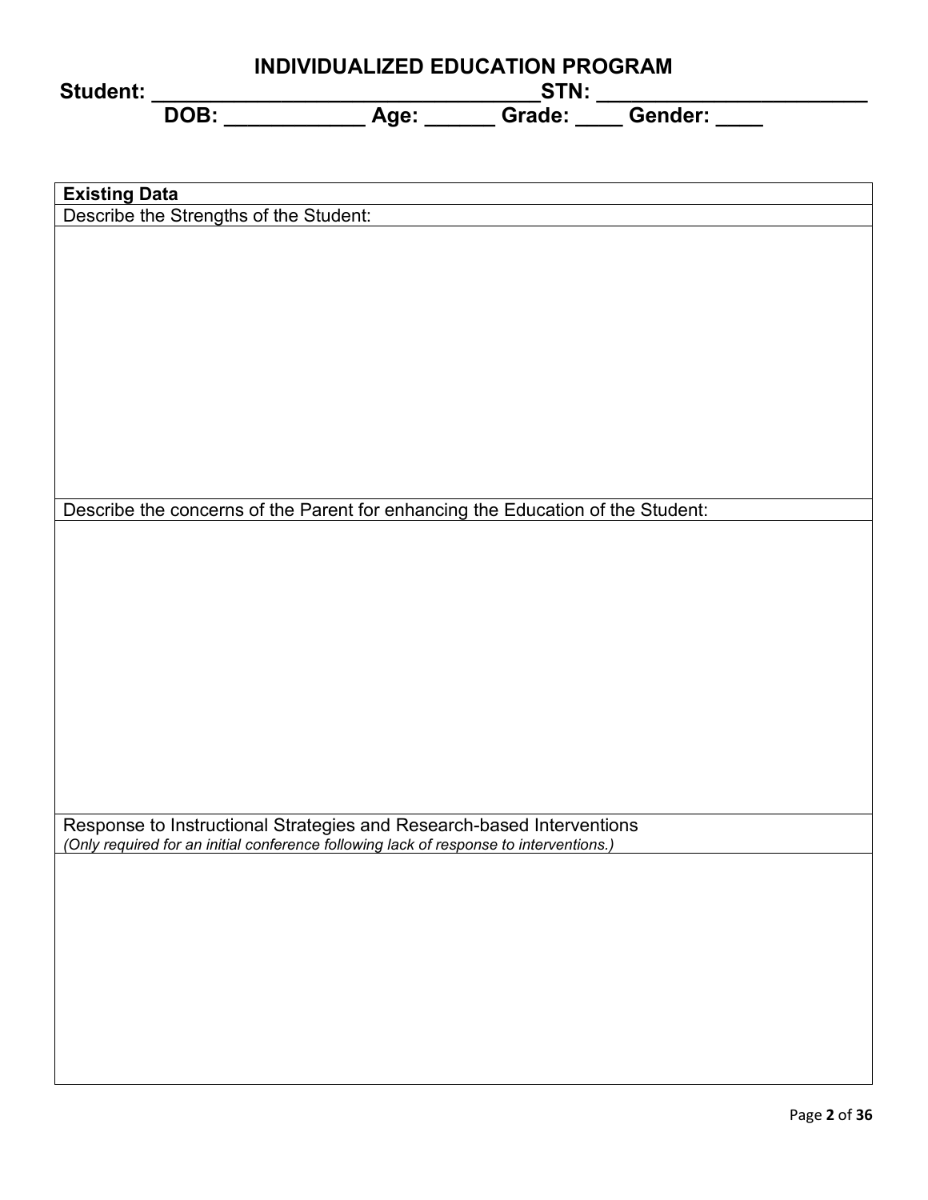# INDIVIDUALIZED EDUCATION PROGRAM

**Student: \_\_\_\_\_\_\_\_\_\_\_\_\_\_\_\_\_\_\_\_\_\_\_\_\_\_\_\_\_\_\_\_\_\_STN: \_\_\_\_\_\_\_\_\_\_\_\_\_\_\_\_\_\_\_\_\_\_\_\_**

**DOB: \_\_\_\_\_\_\_\_\_\_\_\_ Age: \_\_\_\_\_\_ Grade: \_\_\_\_ Gender: \_\_\_\_**

| **Existing Data** |
|---|
| Describe the Strengths of the Student: |
| |
| Describe the concerns of the Parent for enhancing the Education of the Student: |
| |
| Response to Instructional Strategies and Research-based Interventions<br>*(Only required for an initial conference following lack of response to interventions.)* |
| |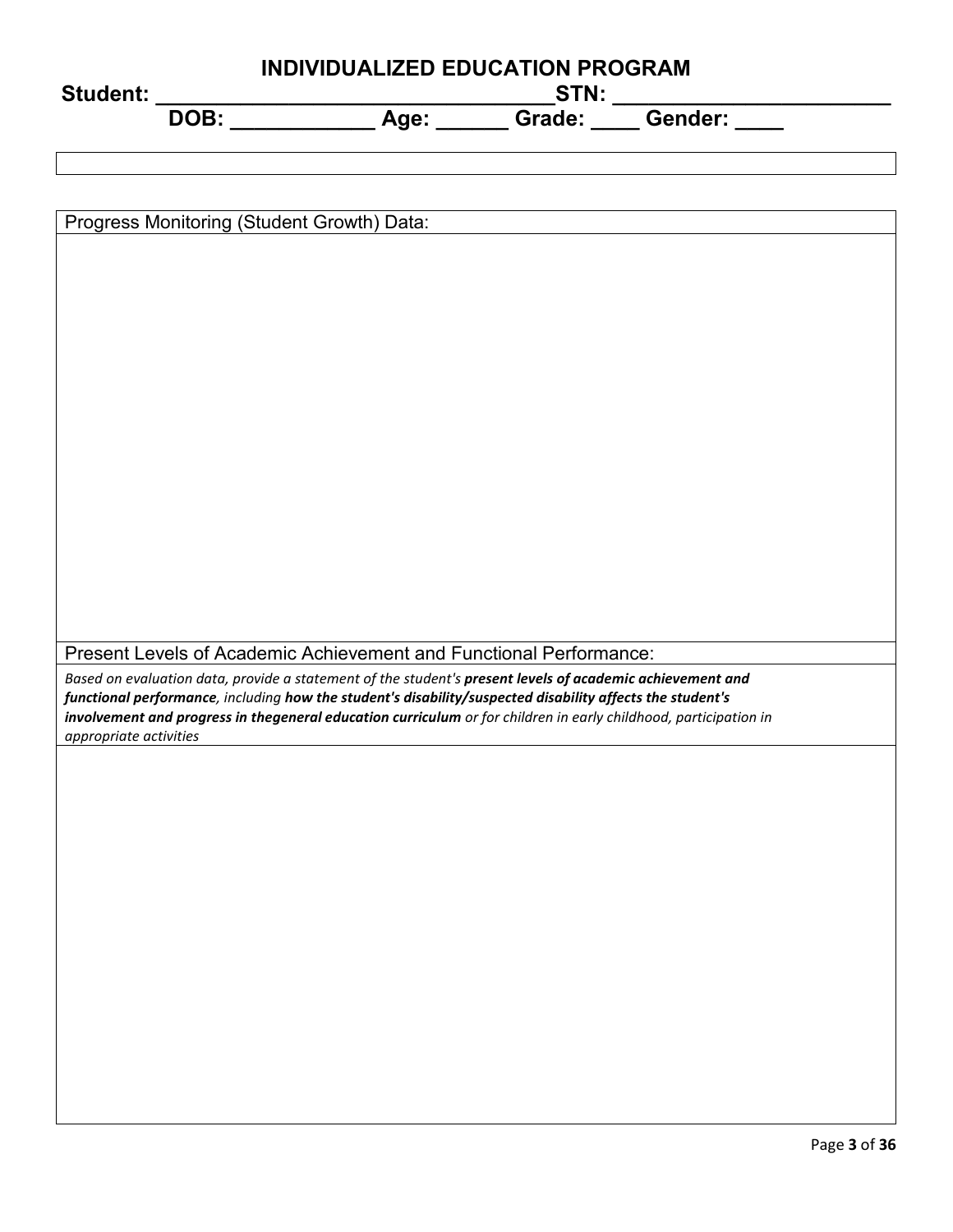# INDIVIDUALIZED EDUCATION PROGRAM

**Student: ________________________________STN: ______________________**

**DOB: ___________ Age: ______ Grade: ____ Gender: ____**

| |
|---|
| |

| Progress Monitoring (Student Growth) Data: |
|---|
| |
| Present Levels of Academic Achievement and Functional Performance: |
| *Based on evaluation data, provide a statement of the student's* ***present levels of academic achievement and functional performance****, including* ***how the student's disability/suspected disability affects the student's involvement and progress in thegeneral education curriculum*** *or for children in early childhood, participation in appropriate activities* |
| |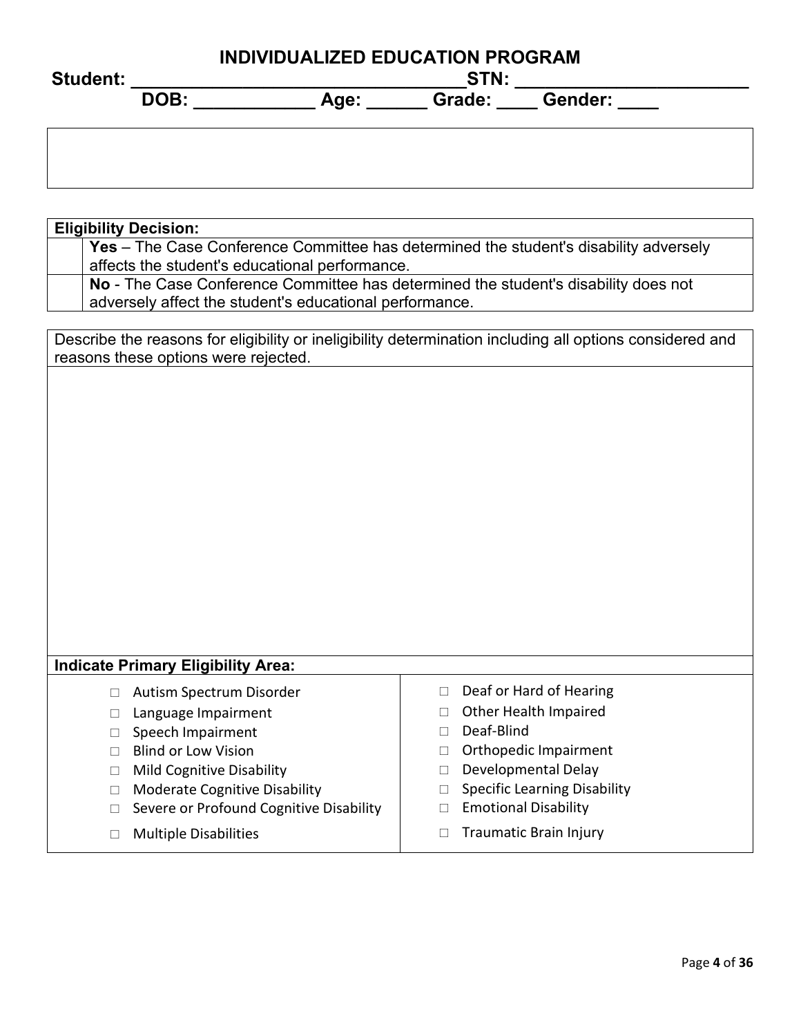# INDIVIDUALIZED EDUCATION PROGRAM

**Student: ________________________________STN: ______________________**

**DOB: ___________ Age: ______ Grade: ____ Gender: ____**

| **Eligibility Decision:** | |
|---|---|
| | **Yes** – The Case Conference Committee has determined the student's disability adversely affects the student's educational performance. |
| | **No** - The Case Conference Committee has determined the student's disability does not adversely affect the student's educational performance. |

| Describe the reasons for eligibility or ineligibility determination including all options considered and reasons these options were rejected. |
|---|
| |

**Indicate Primary Eligibility Area:**

| | |
|---|---|
| ☐ Autism Spectrum Disorder | ☐ Deaf or Hard of Hearing |
| ☐ Language Impairment | ☐ Other Health Impaired |
| ☐ Speech Impairment | ☐ Deaf-Blind |
| ☐ Blind or Low Vision | ☐ Orthopedic Impairment |
| ☐ Mild Cognitive Disability | ☐ Developmental Delay |
| ☐ Moderate Cognitive Disability | ☐ Specific Learning Disability |
| ☐ Severe or Profound Cognitive Disability | ☐ Emotional Disability |
| ☐ Multiple Disabilities | ☐ Traumatic Brain Injury |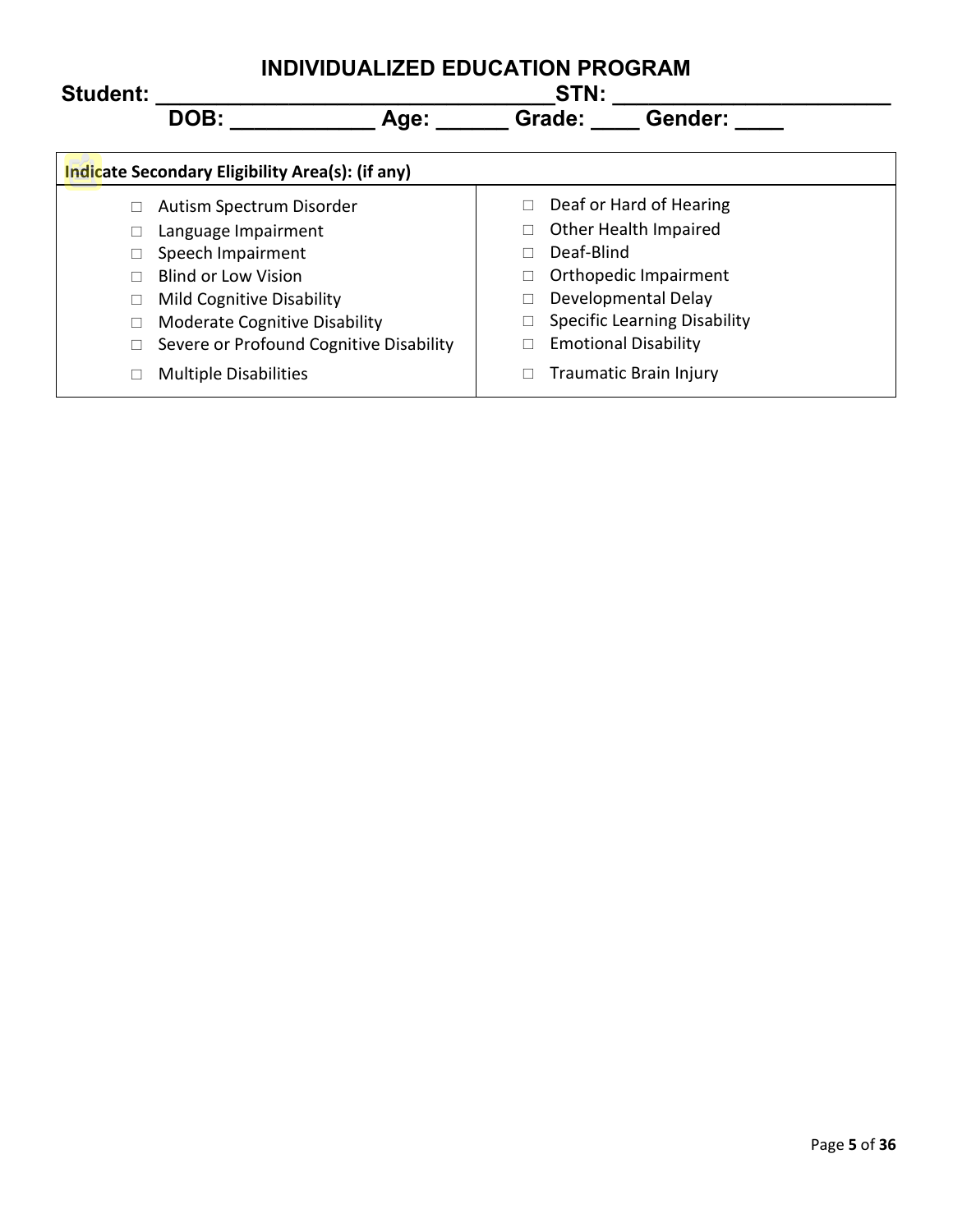# INDIVIDUALIZED EDUCATION PROGRAM

**Student: _______________________________STN: ______________________**

**DOB: ___________ Age: ______ Grade: ____ Gender: ____**

| **Indicate Secondary Eligibility Area(s): (if any)** | |
|---|---|
| ☐ Autism Spectrum Disorder | ☐ Deaf or Hard of Hearing |
| ☐ Language Impairment | ☐ Other Health Impaired |
| ☐ Speech Impairment | ☐ Deaf-Blind |
| ☐ Blind or Low Vision | ☐ Orthopedic Impairment |
| ☐ Mild Cognitive Disability | ☐ Developmental Delay |
| ☐ Moderate Cognitive Disability | ☐ Specific Learning Disability |
| ☐ Severe or Profound Cognitive Disability | ☐ Emotional Disability |
| ☐ Multiple Disabilities | ☐ Traumatic Brain Injury |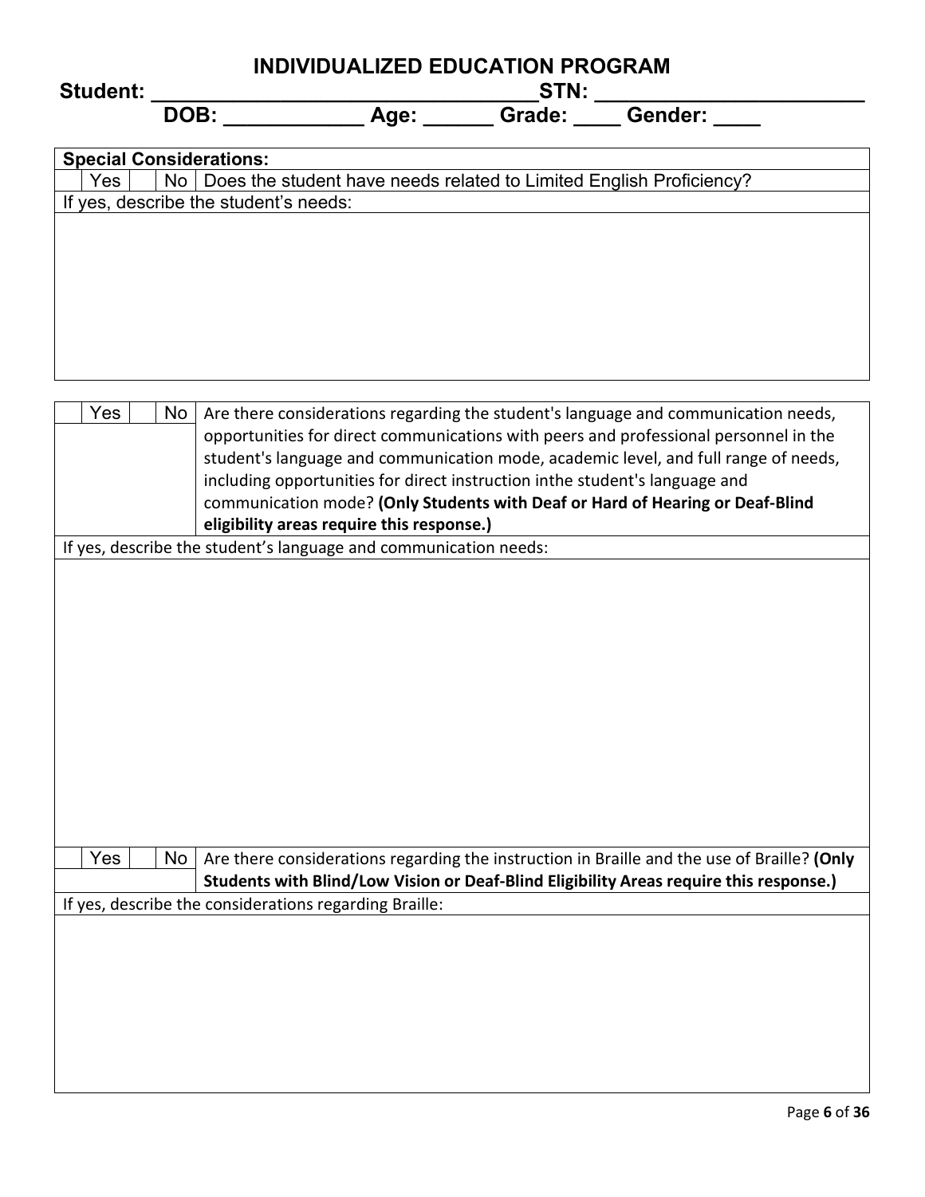# INDIVIDUALIZED EDUCATION PROGRAM

**Student: ________________________________STN: ______________________**

**DOB: ___________ Age: ______ Grade: ____ Gender: ____**

| **Special Considerations:** | | | |
|---|---|---|---|
| Yes | | No | Does the student have needs related to Limited English Proficiency? |
| If yes, describe the student's needs: | | | |
| | | | |

| Yes | | No | Are there considerations regarding the student's language and communication needs, opportunities for direct communications with peers and professional personnel in the student's language and communication mode, academic level, and full range of needs, including opportunities for direct instruction inthe student's language and communication mode? **(Only Students with Deaf or Hard of Hearing or Deaf-Blind eligibility areas require this response.)** |
|---|---|---|---|
| If yes, describe the student's language and communication needs: | | | |
| | | | |
| Yes | | No | Are there considerations regarding the instruction in Braille and the use of Braille? **(Only Students with Blind/Low Vision or Deaf-Blind Eligibility Areas require this response.)** |
| If yes, describe the considerations regarding Braille: | | | |
| | | | |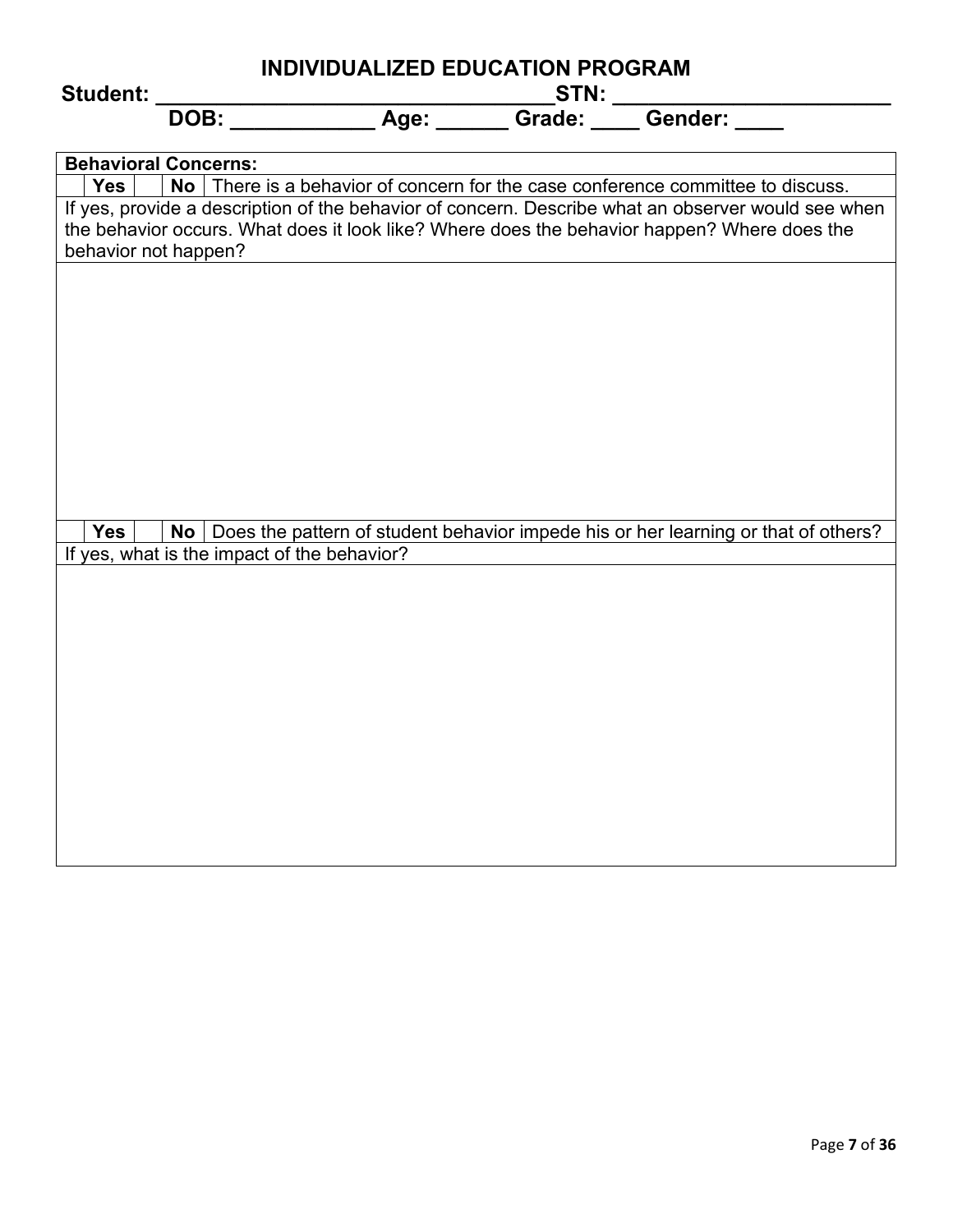# INDIVIDUALIZED EDUCATION PROGRAM

**Student: ________________________________STN: _______________________**

**DOB: ___________ Age: ______ Grade: ____ Gender: ____**

**Behavioral Concerns:**

| | | | | |
|---|---|---|---|---|
| | **Yes** | | **No** | There is a behavior of concern for the case conference committee to discuss. |

If yes, provide a description of the behavior of concern. Describe what an observer would see when the behavior occurs. What does it look like? Where does the behavior happen? Where does the behavior not happen?

| | | | | |
|---|---|---|---|---|
| | **Yes** | | **No** | Does the pattern of student behavior impede his or her learning or that of others? |

If yes, what is the impact of the behavior?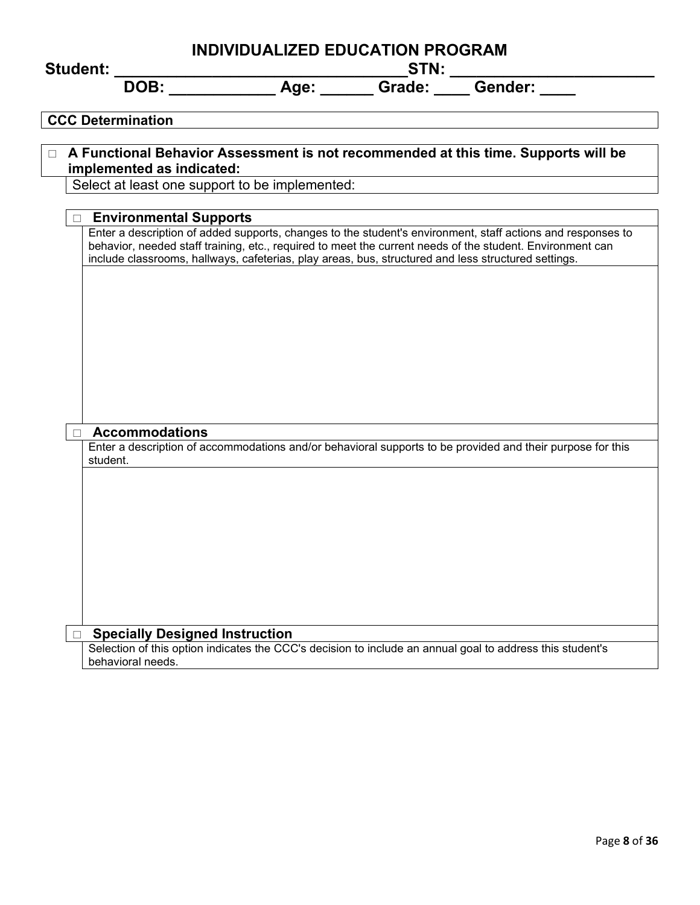# INDIVIDUALIZED EDUCATION PROGRAM

**Student: \_\_\_\_\_\_\_\_\_\_\_\_\_\_\_\_\_\_\_\_\_\_\_\_\_\_\_\_\_\_\_\_\_\_STN: \_\_\_\_\_\_\_\_\_\_\_\_\_\_\_\_\_\_\_\_\_\_\_\_**

**DOB: \_\_\_\_\_\_\_\_\_\_\_\_ Age: \_\_\_\_\_\_ Grade: \_\_\_\_ Gender: \_\_\_\_**

## CCC Determination

☐ **A Functional Behavior Assessment is not recommended at this time. Supports will be implemented as indicated:**

Select at least one support to be implemented:

☐ **Environmental Supports**

Enter a description of added supports, changes to the student's environment, staff actions and responses to behavior, needed staff training, etc., required to meet the current needs of the student. Environment can include classrooms, hallways, cafeterias, play areas, bus, structured and less structured settings.

☐ **Accommodations**

Enter a description of accommodations and/or behavioral supports to be provided and their purpose for this student.

☐ **Specially Designed Instruction**

Selection of this option indicates the CCC's decision to include an annual goal to address this student's behavioral needs.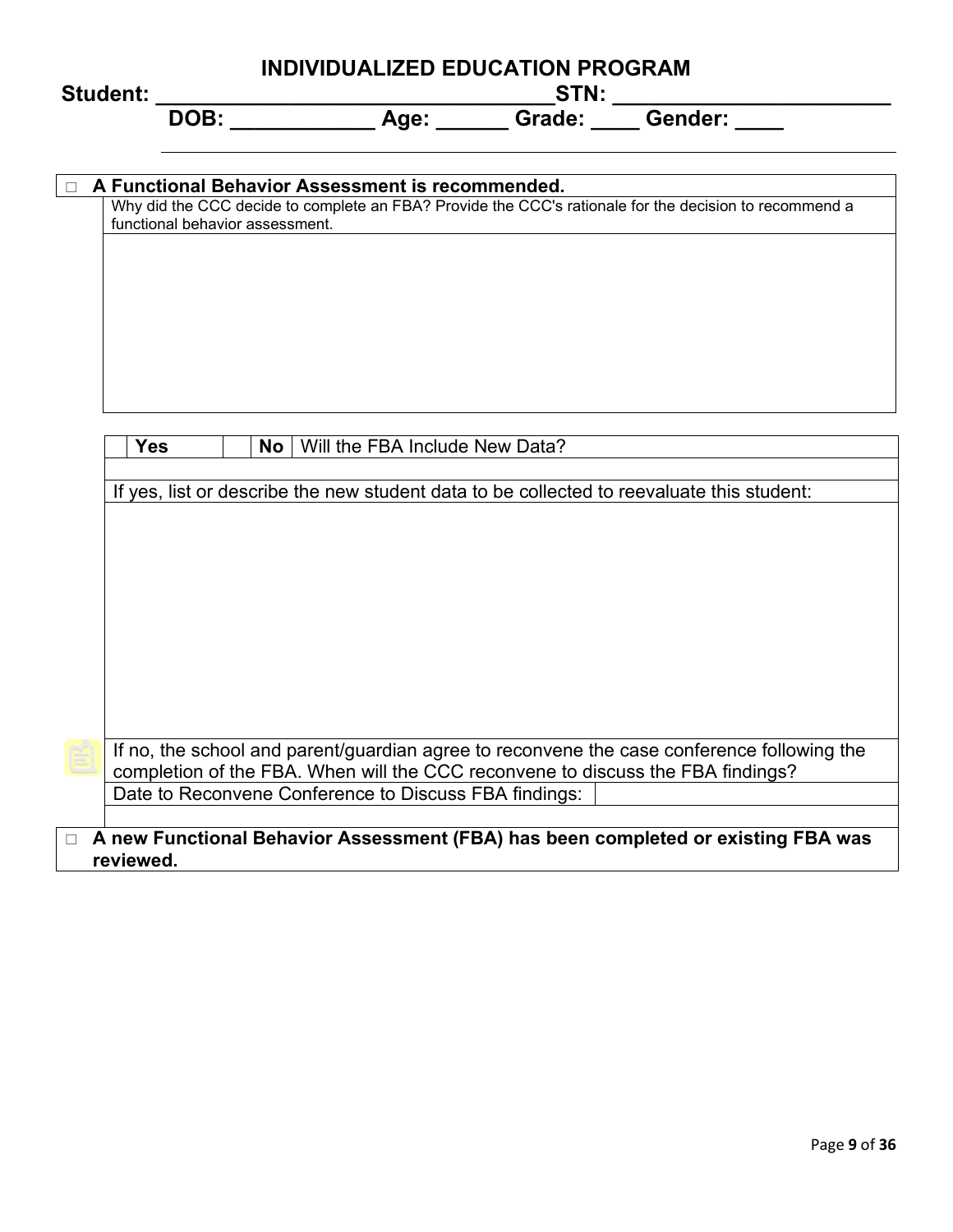# INDIVIDUALIZED EDUCATION PROGRAM

**Student: ________________________________STN: ______________________**

**DOB: ___________ Age: ______ Grade: ____ Gender: ____**

---

☐ **A Functional Behavior Assessment is recommended.**

| Why did the CCC decide to complete an FBA? Provide the CCC's rationale for the decision to recommend a functional behavior assessment. |
|---|
| |

| | Yes | | No | Will the FBA Include New Data? |
|---|---|---|---|---|
| | | | | |

| If yes, list or describe the new student data to be collected to reevaluate this student: |
|---|
| |

| If no, the school and parent/guardian agree to reconvene the case conference following the completion of the FBA. When will the CCC reconvene to discuss the FBA findings? | |
|---|---|
| Date to Reconvene Conference to Discuss FBA findings: | |

☐ **A new Functional Behavior Assessment (FBA) has been completed or existing FBA was reviewed.**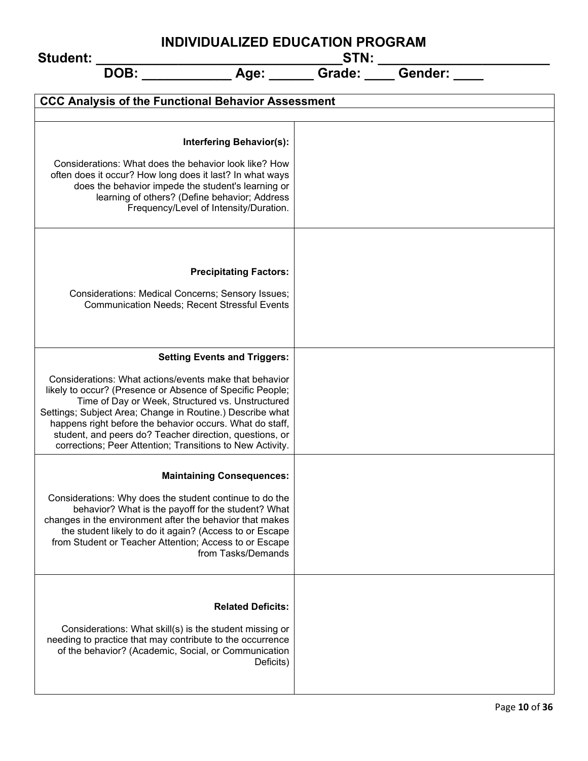# INDIVIDUALIZED EDUCATION PROGRAM

**Student: \_\_\_\_\_\_\_\_\_\_\_\_\_\_\_\_\_\_\_\_\_\_\_\_\_\_\_\_\_\_\_\_\_\_STN: \_\_\_\_\_\_\_\_\_\_\_\_\_\_\_\_\_\_\_\_\_\_\_\_**

**DOB: \_\_\_\_\_\_\_\_\_\_\_\_ Age: \_\_\_\_\_\_ Grade: \_\_\_\_ Gender: \_\_\_\_**

| CCC Analysis of the Functional Behavior Assessment | |
|---|---|
| | |
| **Interfering Behavior(s):** Considerations: What does the behavior look like? How often does it occur? How long does it last? In what ways does the behavior impede the student's learning or learning of others? (Define behavior; Address Frequency/Level of Intensity/Duration. | |
| **Precipitating Factors:** Considerations: Medical Concerns; Sensory Issues; Communication Needs; Recent Stressful Events | |
| **Setting Events and Triggers:** Considerations: What actions/events make that behavior likely to occur? (Presence or Absence of Specific People; Time of Day or Week, Structured vs. Unstructured Settings; Subject Area; Change in Routine.) Describe what happens right before the behavior occurs. What do staff, student, and peers do? Teacher direction, questions, or corrections; Peer Attention; Transitions to New Activity. | |
| **Maintaining Consequences:** Considerations: Why does the student continue to do the behavior? What is the payoff for the student? What changes in the environment after the behavior that makes the student likely to do it again? (Access to or Escape from Student or Teacher Attention; Access to or Escape from Tasks/Demands | |
| **Related Deficits:** Considerations: What skill(s) is the student missing or needing to practice that may contribute to the occurrence of the behavior? (Academic, Social, or Communication Deficits) | |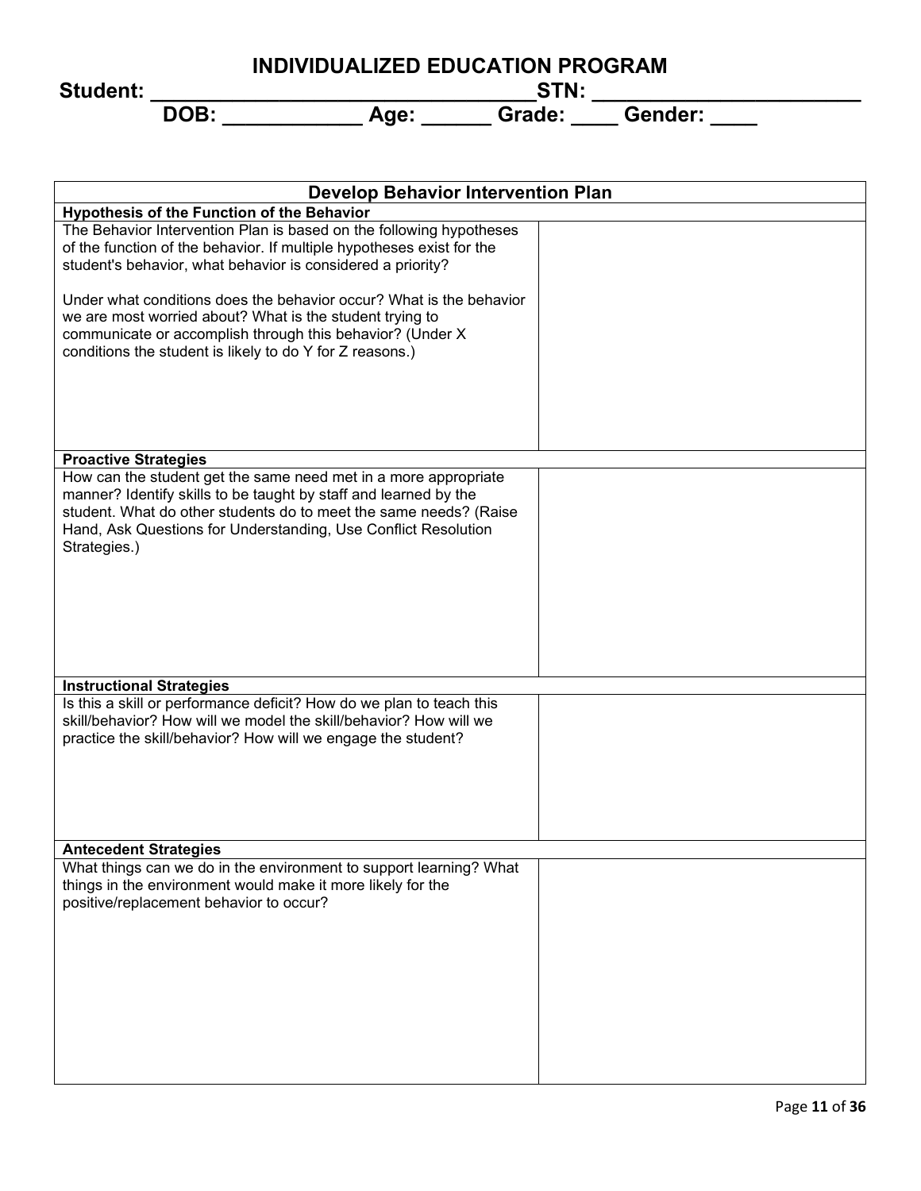# INDIVIDUALIZED EDUCATION PROGRAM

**Student: \_\_\_\_\_\_\_\_\_\_\_\_\_\_\_\_\_\_\_\_\_\_\_\_\_\_\_\_\_\_\_\_\_\_ STN: \_\_\_\_\_\_\_\_\_\_\_\_\_\_\_\_\_\_\_\_\_\_\_\_**

**DOB: \_\_\_\_\_\_\_\_\_\_\_\_ Age: \_\_\_\_\_\_ Grade: \_\_\_\_ Gender: \_\_\_\_**

| Develop Behavior Intervention Plan | |
|---|---|
| **Hypothesis of the Function of the Behavior** | |
| The Behavior Intervention Plan is based on the following hypotheses of the function of the behavior. If multiple hypotheses exist for the student's behavior, what behavior is considered a priority?<br><br>Under what conditions does the behavior occur? What is the behavior we are most worried about? What is the student trying to communicate or accomplish through this behavior? (Under X conditions the student is likely to do Y for Z reasons.) | |
| **Proactive Strategies** | |
| How can the student get the same need met in a more appropriate manner? Identify skills to be taught by staff and learned by the student. What do other students do to meet the same needs? (Raise Hand, Ask Questions for Understanding, Use Conflict Resolution Strategies.) | |
| **Instructional Strategies** | |
| Is this a skill or performance deficit? How do we plan to teach this skill/behavior? How will we model the skill/behavior? How will we practice the skill/behavior? How will we engage the student? | |
| **Antecedent Strategies** | |
| What things can we do in the environment to support learning? What things in the environment would make it more likely for the positive/replacement behavior to occur? | |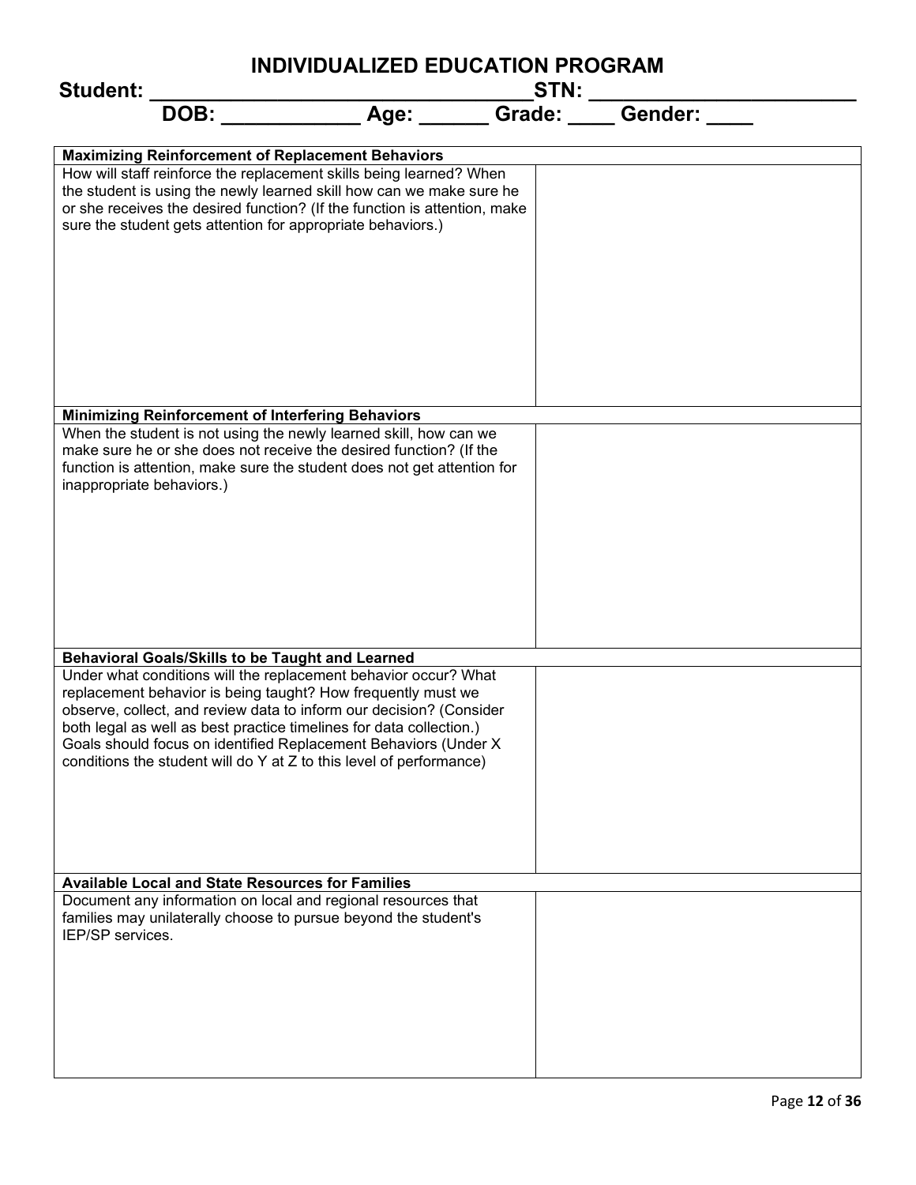# INDIVIDUALIZED EDUCATION PROGRAM

**Student: ________________________________STN: ______________________**

**DOB: ___________ Age: ______ Grade: ____ Gender: ____**

| **Maximizing Reinforcement of Replacement Behaviors** | |
|---|---|
| How will staff reinforce the replacement skills being learned? When the student is using the newly learned skill how can we make sure he or she receives the desired function? (If the function is attention, make sure the student gets attention for appropriate behaviors.) | |
| **Minimizing Reinforcement of Interfering Behaviors** | |
| When the student is not using the newly learned skill, how can we make sure he or she does not receive the desired function? (If the function is attention, make sure the student does not get attention for inappropriate behaviors.) | |
| **Behavioral Goals/Skills to be Taught and Learned** | |
| Under what conditions will the replacement behavior occur? What replacement behavior is being taught? How frequently must we observe, collect, and review data to inform our decision? (Consider both legal as well as best practice timelines for data collection.) Goals should focus on identified Replacement Behaviors (Under X conditions the student will do Y at Z to this level of performance) | |
| **Available Local and State Resources for Families** | |
| Document any information on local and regional resources that families may unilaterally choose to pursue beyond the student's IEP/SP services. | |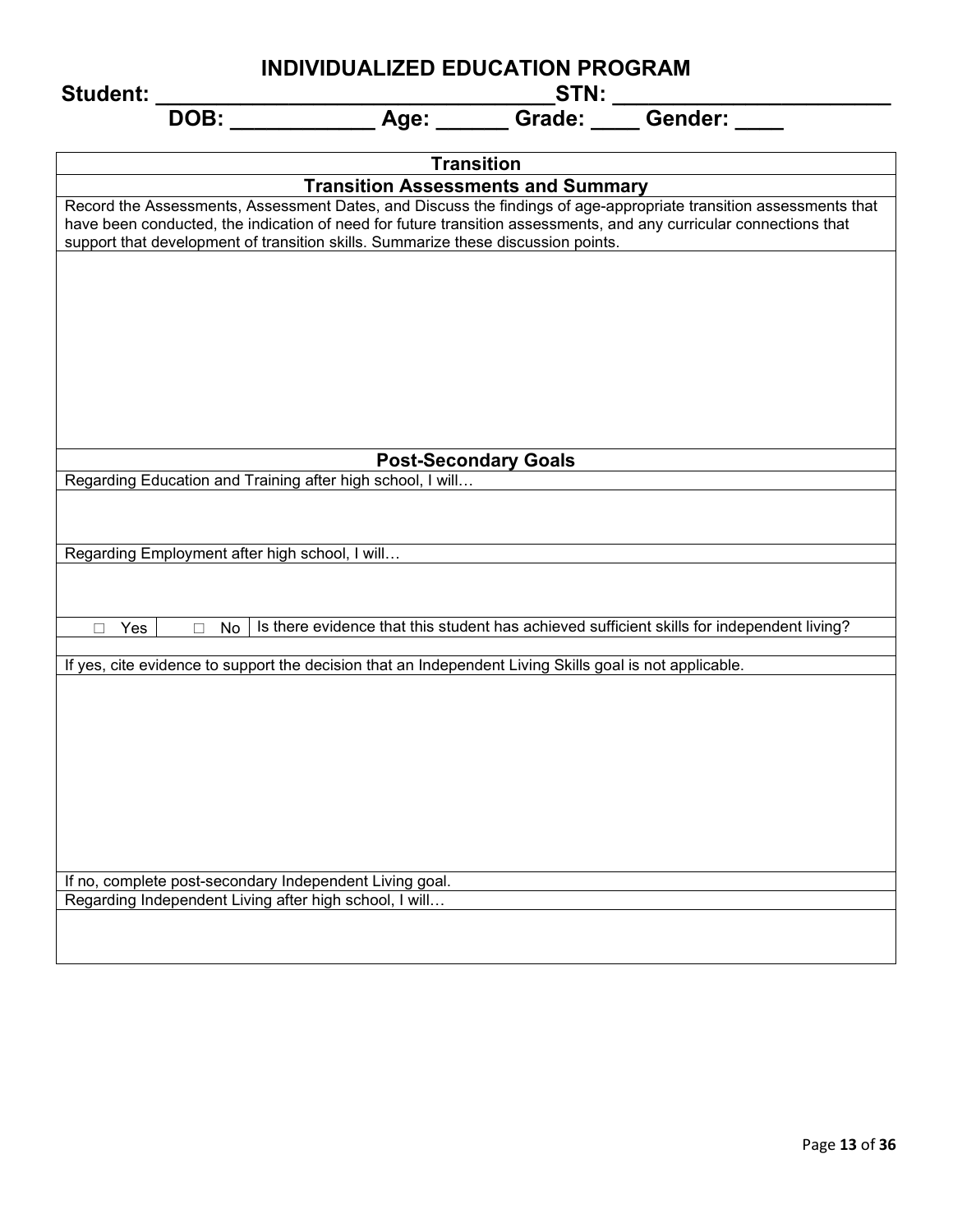# INDIVIDUALIZED EDUCATION PROGRAM

**Student: ________________________________STN: ______________________**

**DOB: ___________ Age: ______ Grade: ____ Gender: ____**

| **Transition** | | |
|---|---|---|
| **Transition Assessments and Summary** | | |
| Record the Assessments, Assessment Dates, and Discuss the findings of age-appropriate transition assessments that have been conducted, the indication of need for future transition assessments, and any curricular connections that support that development of transition skills. Summarize these discussion points. | | |
| | | |
| **Post-Secondary Goals** | | |
| Regarding Education and Training after high school, I will… | | |
| | | |
| Regarding Employment after high school, I will… | | |
| | | |
| ☐ Yes | ☐ No | Is there evidence that this student has achieved sufficient skills for independent living? |
| | | |
| If yes, cite evidence to support the decision that an Independent Living Skills goal is not applicable. | | |
| | | |
| If no, complete post-secondary Independent Living goal. | | |
| Regarding Independent Living after high school, I will… | | |
| | | |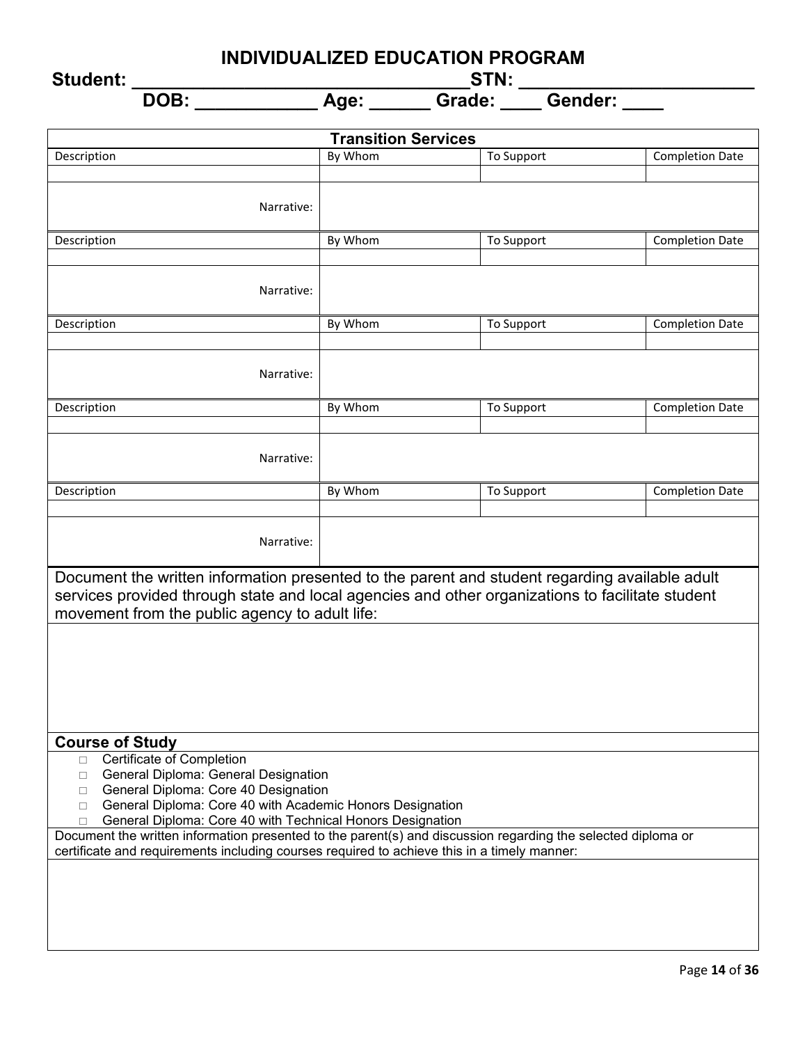# INDIVIDUALIZED EDUCATION PROGRAM

**Student: ________________________________STN: ______________________**
**DOB: ___________ Age: ______ Grade: ____ Gender: ____**

| Transition Services | | | |
|---|---|---|---|
| Description | By Whom | To Support | Completion Date |
| | | | |
| Narrative: | | | |
| Description | By Whom | To Support | Completion Date |
| | | | |
| Narrative: | | | |
| Description | By Whom | To Support | Completion Date |
| | | | |
| Narrative: | | | |
| Description | By Whom | To Support | Completion Date |
| | | | |
| Narrative: | | | |
| Description | By Whom | To Support | Completion Date |
| | | | |
| Narrative: | | | |

Document the written information presented to the parent and student regarding available adult services provided through state and local agencies and other organizations to facilitate student movement from the public agency to adult life:

## Course of Study

- □ Certificate of Completion
- □ General Diploma: General Designation
- □ General Diploma: Core 40 Designation
- □ General Diploma: Core 40 with Academic Honors Designation
- □ General Diploma: Core 40 with Technical Honors Designation

Document the written information presented to the parent(s) and discussion regarding the selected diploma or certificate and requirements including courses required to achieve this in a timely manner: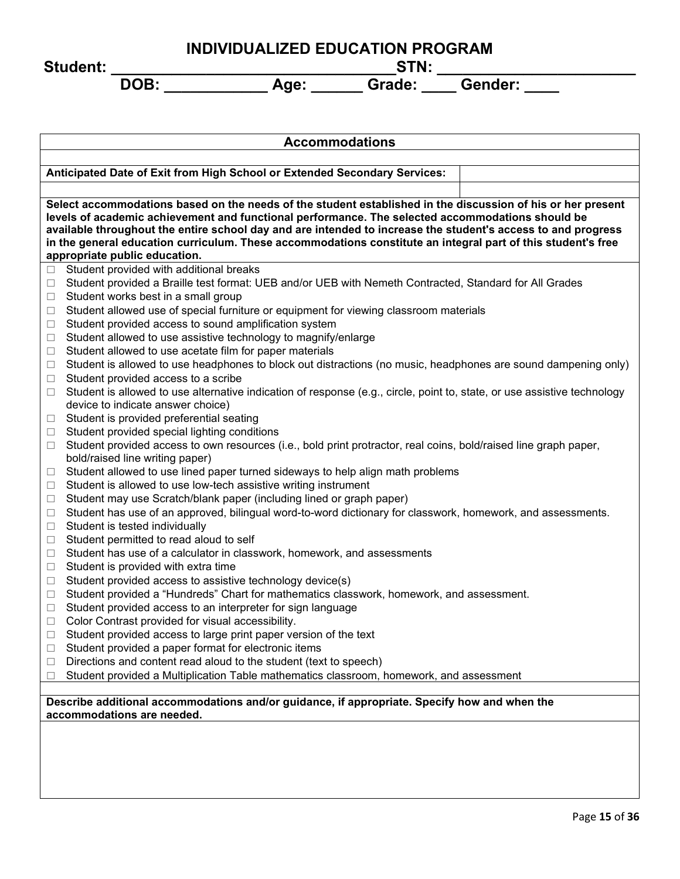# INDIVIDUALIZED EDUCATION PROGRAM

**Student: ________________________________STN: ______________________**

**DOB: ___________ Age: ______ Grade: ____ Gender: ____**

| **Accommodations** | |
|---|---|
| | |
| **Anticipated Date of Exit from High School or Extended Secondary Services:** | |
| | |

**Select accommodations based on the needs of the student established in the discussion of his or her present levels of academic achievement and functional performance. The selected accommodations should be available throughout the entire school day and are intended to increase the student's access to and progress in the general education curriculum. These accommodations constitute an integral part of this student's free appropriate public education.**

- ☐ Student provided with additional breaks
- ☐ Student provided a Braille test format: UEB and/or UEB with Nemeth Contracted, Standard for All Grades
- ☐ Student works best in a small group
- ☐ Student allowed use of special furniture or equipment for viewing classroom materials
- ☐ Student provided access to sound amplification system
- ☐ Student allowed to use assistive technology to magnify/enlarge
- ☐ Student allowed to use acetate film for paper materials
- ☐ Student is allowed to use headphones to block out distractions (no music, headphones are sound dampening only)
- ☐ Student provided access to a scribe
- ☐ Student is allowed to use alternative indication of response (e.g., circle, point to, state, or use assistive technology device to indicate answer choice)
- ☐ Student is provided preferential seating
- ☐ Student provided special lighting conditions
- ☐ Student provided access to own resources (i.e., bold print protractor, real coins, bold/raised line graph paper, bold/raised line writing paper)
- ☐ Student allowed to use lined paper turned sideways to help align math problems
- ☐ Student is allowed to use low-tech assistive writing instrument
- ☐ Student may use Scratch/blank paper (including lined or graph paper)
- ☐ Student has use of an approved, bilingual word-to-word dictionary for classwork, homework, and assessments.
- ☐ Student is tested individually
- ☐ Student permitted to read aloud to self
- ☐ Student has use of a calculator in classwork, homework, and assessments
- ☐ Student is provided with extra time
- ☐ Student provided access to assistive technology device(s)
- ☐ Student provided a "Hundreds" Chart for mathematics classwork, homework, and assessment.
- ☐ Student provided access to an interpreter for sign language
- ☐ Color Contrast provided for visual accessibility.
- ☐ Student provided access to large print paper version of the text
- ☐ Student provided a paper format for electronic items
- ☐ Directions and content read aloud to the student (text to speech)
- ☐ Student provided a Multiplication Table mathematics classroom, homework, and assessment

**Describe additional accommodations and/or guidance, if appropriate. Specify how and when the accommodations are needed.**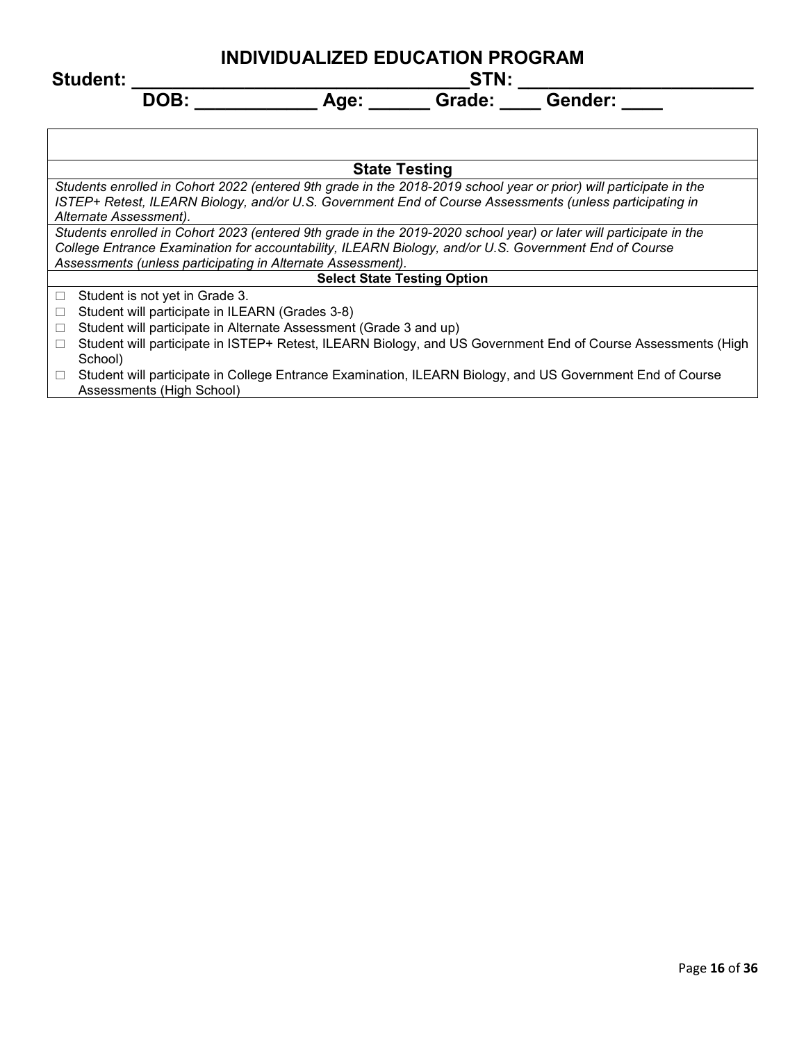# INDIVIDUALIZED EDUCATION PROGRAM

**Student: \_\_\_\_\_\_\_\_\_\_\_\_\_\_\_\_\_\_\_\_\_\_\_\_\_\_\_\_\_\_\_\_\_\_STN: \_\_\_\_\_\_\_\_\_\_\_\_\_\_\_\_\_\_\_\_\_\_\_\_**

**DOB: \_\_\_\_\_\_\_\_\_\_\_\_ Age: \_\_\_\_\_\_ Grade: \_\_\_\_ Gender: \_\_\_\_**

## State Testing

*Students enrolled in Cohort 2022 (entered 9th grade in the 2018-2019 school year or prior) will participate in the ISTEP+ Retest, ILEARN Biology, and/or U.S. Government End of Course Assessments (unless participating in Alternate Assessment).*

*Students enrolled in Cohort 2023 (entered 9th grade in the 2019-2020 school year) or later will participate in the College Entrance Examination for accountability, ILEARN Biology, and/or U.S. Government End of Course Assessments (unless participating in Alternate Assessment).*

**Select State Testing Option**

- ☐ Student is not yet in Grade 3.
- ☐ Student will participate in ILEARN (Grades 3-8)
- ☐ Student will participate in Alternate Assessment (Grade 3 and up)
- ☐ Student will participate in ISTEP+ Retest, ILEARN Biology, and US Government End of Course Assessments (High School)
- ☐ Student will participate in College Entrance Examination, ILEARN Biology, and US Government End of Course Assessments (High School)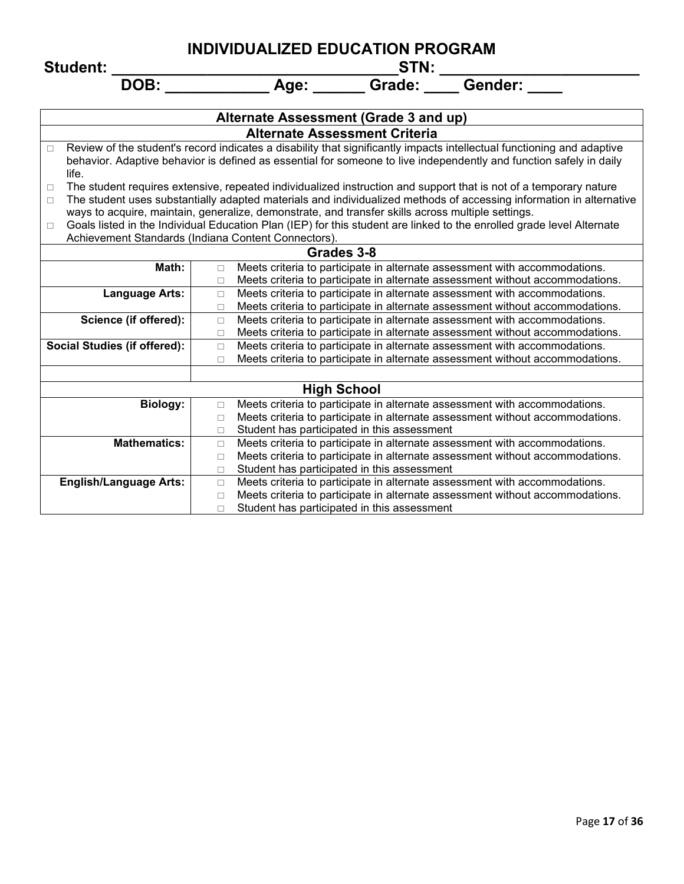# INDIVIDUALIZED EDUCATION PROGRAM

**Student: ________________________________STN: ______________________**

**DOB: ___________ Age: ______ Grade: ____ Gender: ____**

| **Alternate Assessment (Grade 3 and up)** | |
|---|---|
| **Alternate Assessment Criteria** | |
| □ Review of the student's record indicates a disability that significantly impacts intellectual functioning and adaptive behavior. Adaptive behavior is defined as essential for someone to live independently and function safely in daily life.<br>□ The student requires extensive, repeated individualized instruction and support that is not of a temporary nature<br>□ The student uses substantially adapted materials and individualized methods of accessing information in alternative ways to acquire, maintain, generalize, demonstrate, and transfer skills across multiple settings.<br>□ Goals listed in the Individual Education Plan (IEP) for this student are linked to the enrolled grade level Alternate Achievement Standards (Indiana Content Connectors). | |
| **Grades 3-8** | |
| **Math:** | □ Meets criteria to participate in alternate assessment with accommodations.<br>□ Meets criteria to participate in alternate assessment without accommodations. |
| **Language Arts:** | □ Meets criteria to participate in alternate assessment with accommodations.<br>□ Meets criteria to participate in alternate assessment without accommodations. |
| **Science (if offered):** | □ Meets criteria to participate in alternate assessment with accommodations.<br>□ Meets criteria to participate in alternate assessment without accommodations. |
| **Social Studies (if offered):** | □ Meets criteria to participate in alternate assessment with accommodations.<br>□ Meets criteria to participate in alternate assessment without accommodations. |
| | |
| **High School** | |
| **Biology:** | □ Meets criteria to participate in alternate assessment with accommodations.<br>□ Meets criteria to participate in alternate assessment without accommodations.<br>□ Student has participated in this assessment |
| **Mathematics:** | □ Meets criteria to participate in alternate assessment with accommodations.<br>□ Meets criteria to participate in alternate assessment without accommodations.<br>□ Student has participated in this assessment |
| **English/Language Arts:** | □ Meets criteria to participate in alternate assessment with accommodations.<br>□ Meets criteria to participate in alternate assessment without accommodations.<br>□ Student has participated in this assessment |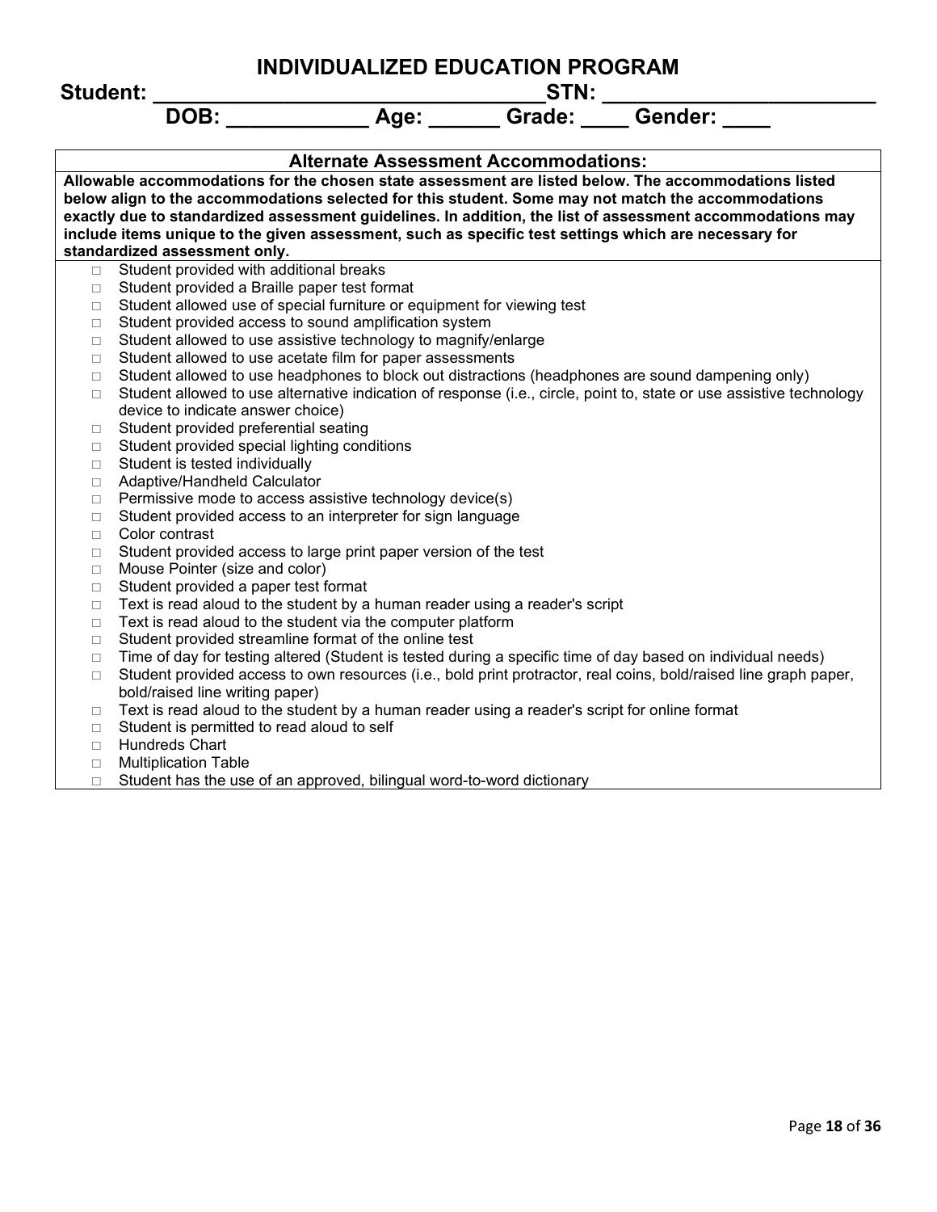# INDIVIDUALIZED EDUCATION PROGRAM

**Student: ________________________________STN: ______________________**

**DOB: ___________ Age: ______ Grade: ____ Gender: ____**

## Alternate Assessment Accommodations:

**Allowable accommodations for the chosen state assessment are listed below. The accommodations listed below align to the accommodations selected for this student. Some may not match the accommodations exactly due to standardized assessment guidelines. In addition, the list of assessment accommodations may include items unique to the given assessment, such as specific test settings which are necessary for standardized assessment only.**

- ☐ Student provided with additional breaks
- ☐ Student provided a Braille paper test format
- ☐ Student allowed use of special furniture or equipment for viewing test
- ☐ Student provided access to sound amplification system
- ☐ Student allowed to use assistive technology to magnify/enlarge
- ☐ Student allowed to use acetate film for paper assessments
- ☐ Student allowed to use headphones to block out distractions (headphones are sound dampening only)
- ☐ Student allowed to use alternative indication of response (i.e., circle, point to, state or use assistive technology device to indicate answer choice)
- ☐ Student provided preferential seating
- ☐ Student provided special lighting conditions
- ☐ Student is tested individually
- ☐ Adaptive/Handheld Calculator
- ☐ Permissive mode to access assistive technology device(s)
- ☐ Student provided access to an interpreter for sign language
- ☐ Color contrast
- ☐ Student provided access to large print paper version of the test
- ☐ Mouse Pointer (size and color)
- ☐ Student provided a paper test format
- ☐ Text is read aloud to the student by a human reader using a reader's script
- ☐ Text is read aloud to the student via the computer platform
- ☐ Student provided streamline format of the online test
- ☐ Time of day for testing altered (Student is tested during a specific time of day based on individual needs)
- ☐ Student provided access to own resources (i.e., bold print protractor, real coins, bold/raised line graph paper, bold/raised line writing paper)
- ☐ Text is read aloud to the student by a human reader using a reader's script for online format
- ☐ Student is permitted to read aloud to self
- ☐ Hundreds Chart
- ☐ Multiplication Table
- ☐ Student has the use of an approved, bilingual word-to-word dictionary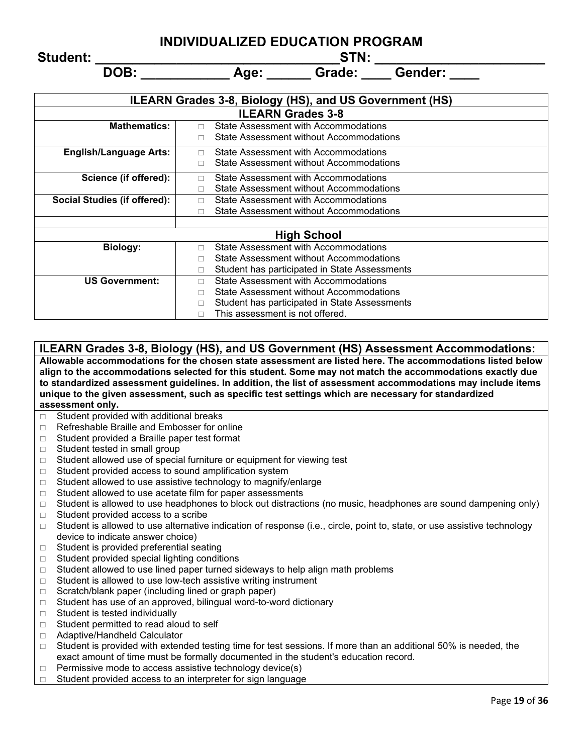# INDIVIDUALIZED EDUCATION PROGRAM

**Student: ________________________________STN: ______________________**

**DOB: ___________ Age: ______ Grade: ____ Gender: ____**

| ILEARN Grades 3-8, Biology (HS), and US Government (HS) | |
|---|---|
| **ILEARN Grades 3-8** | |
| **Mathematics:** | □ State Assessment with Accommodations<br>□ State Assessment without Accommodations |
| **English/Language Arts:** | □ State Assessment with Accommodations<br>□ State Assessment without Accommodations |
| **Science (if offered):** | □ State Assessment with Accommodations<br>□ State Assessment without Accommodations |
| **Social Studies (if offered):** | □ State Assessment with Accommodations<br>□ State Assessment without Accommodations |
| | |
| **High School** | |
| **Biology:** | □ State Assessment with Accommodations<br>□ State Assessment without Accommodations<br>□ Student has participated in State Assessments |
| **US Government:** | □ State Assessment with Accommodations<br>□ State Assessment without Accommodations<br>□ Student has participated in State Assessments<br>□ This assessment is not offered. |

## ILEARN Grades 3-8, Biology (HS), and US Government (HS) Assessment Accommodations:

**Allowable accommodations for the chosen state assessment are listed here. The accommodations listed below align to the accommodations selected for this student. Some may not match the accommodations exactly due to standardized assessment guidelines. In addition, the list of assessment accommodations may include items unique to the given assessment, such as specific test settings which are necessary for standardized assessment only.**

- □ Student provided with additional breaks
- □ Refreshable Braille and Embosser for online
- □ Student provided a Braille paper test format
- □ Student tested in small group
- □ Student allowed use of special furniture or equipment for viewing test
- □ Student provided access to sound amplification system
- □ Student allowed to use assistive technology to magnify/enlarge
- □ Student allowed to use acetate film for paper assessments
- □ Student is allowed to use headphones to block out distractions (no music, headphones are sound dampening only)
- □ Student provided access to a scribe
- □ Student is allowed to use alternative indication of response (i.e., circle, point to, state, or use assistive technology device to indicate answer choice)
- □ Student is provided preferential seating
- □ Student provided special lighting conditions
- □ Student allowed to use lined paper turned sideways to help align math problems
- □ Student is allowed to use low-tech assistive writing instrument
- □ Scratch/blank paper (including lined or graph paper)
- □ Student has use of an approved, bilingual word-to-word dictionary
- □ Student is tested individually
- □ Student permitted to read aloud to self
- □ Adaptive/Handheld Calculator
- □ Student is provided with extended testing time for test sessions. If more than an additional 50% is needed, the exact amount of time must be formally documented in the student's education record.
- □ Permissive mode to access assistive technology device(s)
- □ Student provided access to an interpreter for sign language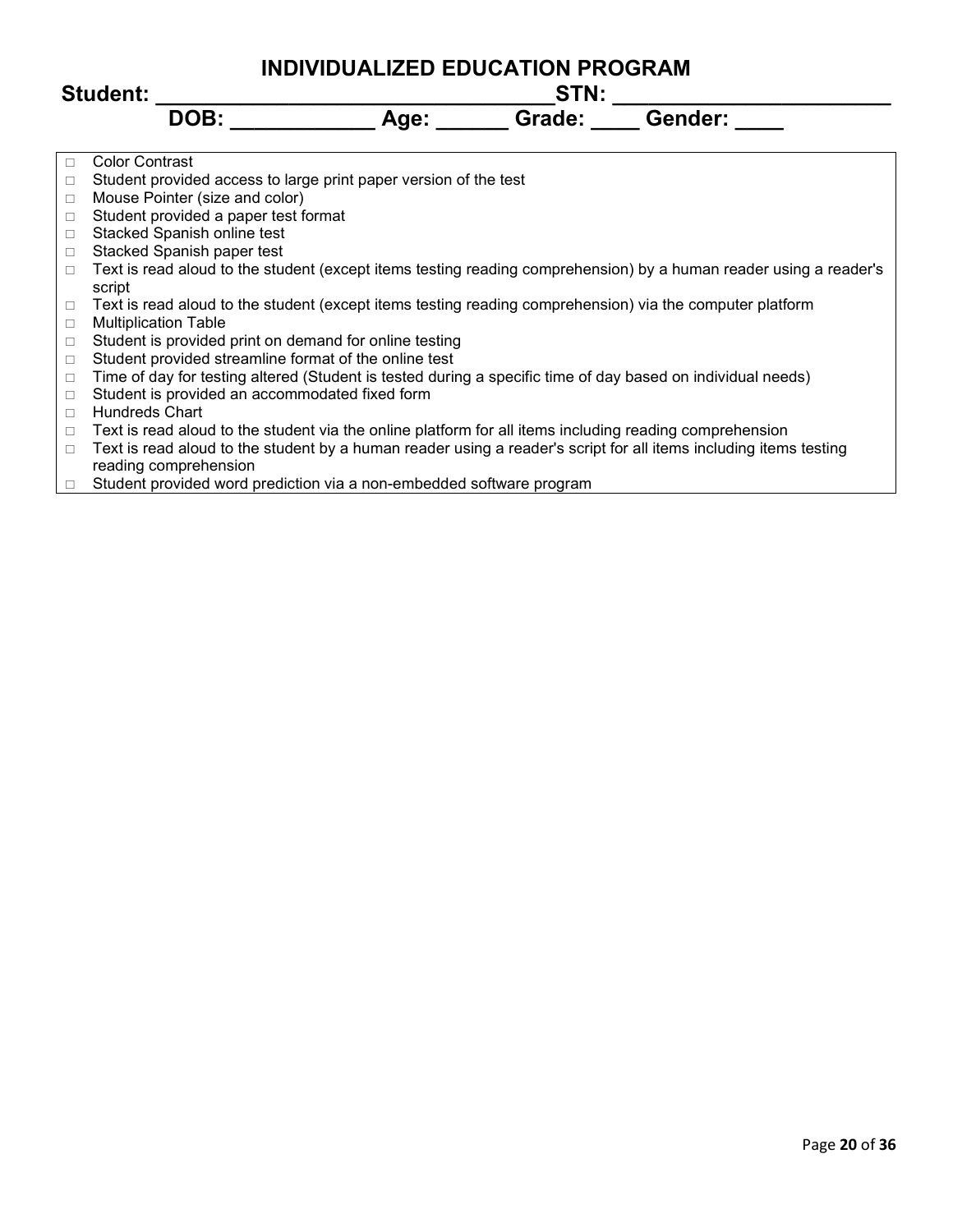# INDIVIDUALIZED EDUCATION PROGRAM

**Student: ________________________________STN: ______________________**

**DOB: ___________ Age: ______ Grade: ____ Gender: ____**

- ☐ Color Contrast
- ☐ Student provided access to large print paper version of the test
- ☐ Mouse Pointer (size and color)
- ☐ Student provided a paper test format
- ☐ Stacked Spanish online test
- ☐ Stacked Spanish paper test
- ☐ Text is read aloud to the student (except items testing reading comprehension) by a human reader using a reader's script
- ☐ Text is read aloud to the student (except items testing reading comprehension) via the computer platform
- ☐ Multiplication Table
- ☐ Student is provided print on demand for online testing
- ☐ Student provided streamline format of the online test
- ☐ Time of day for testing altered (Student is tested during a specific time of day based on individual needs)
- ☐ Student is provided an accommodated fixed form
- ☐ Hundreds Chart
- ☐ Text is read aloud to the student via the online platform for all items including reading comprehension
- ☐ Text is read aloud to the student by a human reader using a reader's script for all items including items testing reading comprehension
- ☐ Student provided word prediction via a non-embedded software program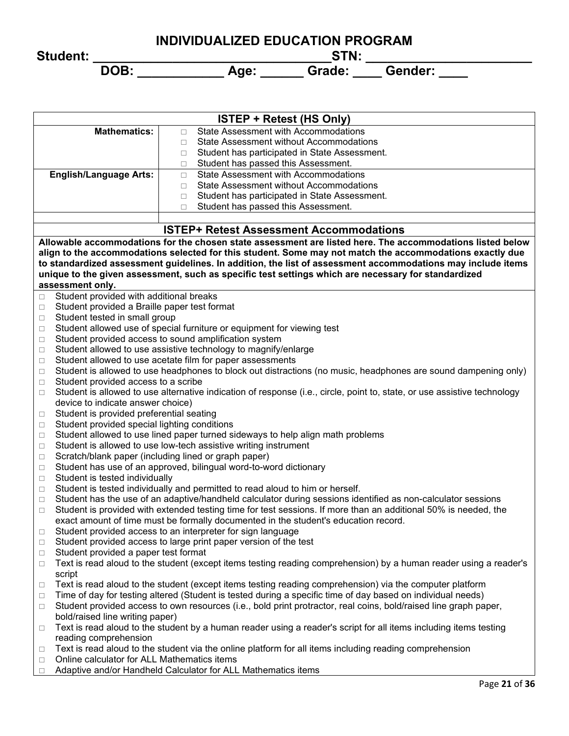# INDIVIDUALIZED EDUCATION PROGRAM

**Student: ________________________________STN: ______________________**

**DOB: ___________ Age: ______ Grade: ____ Gender: ____**

| ISTEP + Retest (HS Only) | |
|---|---|
| **Mathematics:** | □ State Assessment with Accommodations<br>□ State Assessment without Accommodations<br>□ Student has participated in State Assessment.<br>□ Student has passed this Assessment. |
| **English/Language Arts:** | □ State Assessment with Accommodations<br>□ State Assessment without Accommodations<br>□ Student has participated in State Assessment.<br>□ Student has passed this Assessment. |
| | |

## ISTEP+ Retest Assessment Accommodations

**Allowable accommodations for the chosen state assessment are listed here. The accommodations listed below align to the accommodations selected for this student. Some may not match the accommodations exactly due to standardized assessment guidelines. In addition, the list of assessment accommodations may include items unique to the given assessment, such as specific test settings which are necessary for standardized assessment only.**

- □ Student provided with additional breaks
- □ Student provided a Braille paper test format
- □ Student tested in small group
- □ Student allowed use of special furniture or equipment for viewing test
- □ Student provided access to sound amplification system
- □ Student allowed to use assistive technology to magnify/enlarge
- □ Student allowed to use acetate film for paper assessments
- □ Student is allowed to use headphones to block out distractions (no music, headphones are sound dampening only)
- □ Student provided access to a scribe
- □ Student is allowed to use alternative indication of response (i.e., circle, point to, state, or use assistive technology device to indicate answer choice)
- □ Student is provided preferential seating
- □ Student provided special lighting conditions
- □ Student allowed to use lined paper turned sideways to help align math problems
- □ Student is allowed to use low-tech assistive writing instrument
- □ Scratch/blank paper (including lined or graph paper)
- □ Student has use of an approved, bilingual word-to-word dictionary
- □ Student is tested individually
- □ Student is tested individually and permitted to read aloud to him or herself.
- □ Student has the use of an adaptive/handheld calculator during sessions identified as non-calculator sessions
- □ Student is provided with extended testing time for test sessions. If more than an additional 50% is needed, the exact amount of time must be formally documented in the student's education record.
- □ Student provided access to an interpreter for sign language
- □ Student provided access to large print paper version of the test
- □ Student provided a paper test format
- □ Text is read aloud to the student (except items testing reading comprehension) by a human reader using a reader's script
- □ Text is read aloud to the student (except items testing reading comprehension) via the computer platform
- □ Time of day for testing altered (Student is tested during a specific time of day based on individual needs)
- □ Student provided access to own resources (i.e., bold print protractor, real coins, bold/raised line graph paper, bold/raised line writing paper)
- □ Text is read aloud to the student by a human reader using a reader's script for all items including items testing reading comprehension
- □ Text is read aloud to the student via the online platform for all items including reading comprehension
- □ Online calculator for ALL Mathematics items
- □ Adaptive and/or Handheld Calculator for ALL Mathematics items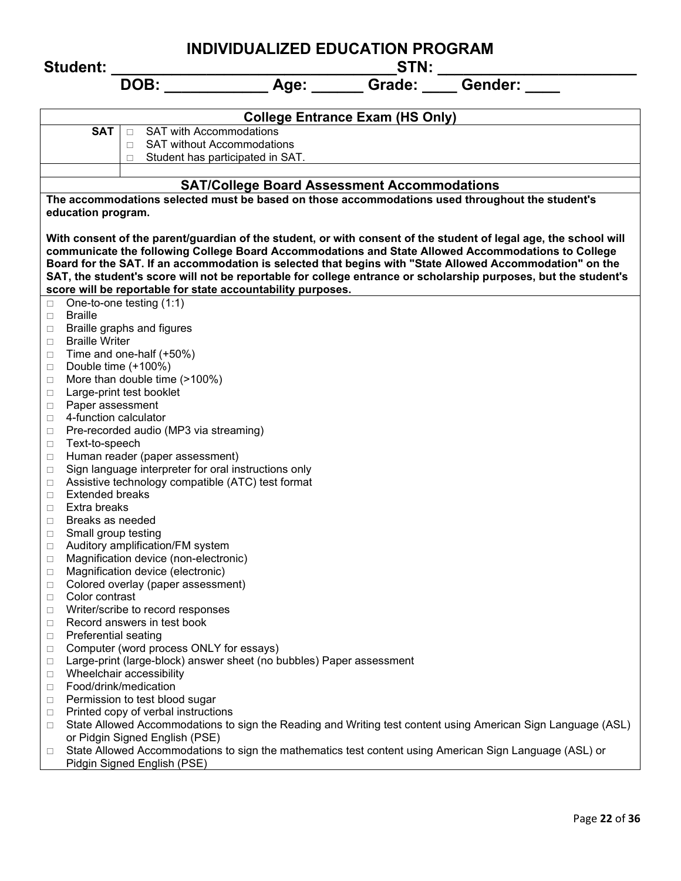# INDIVIDUALIZED EDUCATION PROGRAM

**Student: ________________________________STN: ______________________**

**DOB: ___________ Age: ______ Grade: ____ Gender: ____**

| College Entrance Exam (HS Only) | |
|---|---|
| **SAT** | □ SAT with Accommodations<br>□ SAT without Accommodations<br>□ Student has participated in SAT. |
| | |

## SAT/College Board Assessment Accommodations

**The accommodations selected must be based on those accommodations used throughout the student's education program.**

**With consent of the parent/guardian of the student, or with consent of the student of legal age, the school will communicate the following College Board Accommodations and State Allowed Accommodations to College Board for the SAT. If an accommodation is selected that begins with "State Allowed Accommodation" on the SAT, the student's score will not be reportable for college entrance or scholarship purposes, but the student's score will be reportable for state accountability purposes.**

- □ One-to-one testing (1:1)
- □ Braille
- □ Braille graphs and figures
- □ Braille Writer
- □ Time and one-half (+50%)
- □ Double time (+100%)
- □ More than double time (>100%)
- □ Large-print test booklet
- □ Paper assessment
- □ 4-function calculator
- □ Pre-recorded audio (MP3 via streaming)
- □ Text-to-speech
- □ Human reader (paper assessment)
- □ Sign language interpreter for oral instructions only
- □ Assistive technology compatible (ATC) test format
- □ Extended breaks
- □ Extra breaks
- □ Breaks as needed
- □ Small group testing
- □ Auditory amplification/FM system
- □ Magnification device (non-electronic)
- □ Magnification device (electronic)
- □ Colored overlay (paper assessment)
- □ Color contrast
- □ Writer/scribe to record responses
- □ Record answers in test book
- □ Preferential seating
- □ Computer (word process ONLY for essays)
- □ Large-print (large-block) answer sheet (no bubbles) Paper assessment
- □ Wheelchair accessibility
- □ Food/drink/medication
- □ Permission to test blood sugar
- □ Printed copy of verbal instructions
- □ State Allowed Accommodations to sign the Reading and Writing test content using American Sign Language (ASL) or Pidgin Signed English (PSE)
- □ State Allowed Accommodations to sign the mathematics test content using American Sign Language (ASL) or Pidgin Signed English (PSE)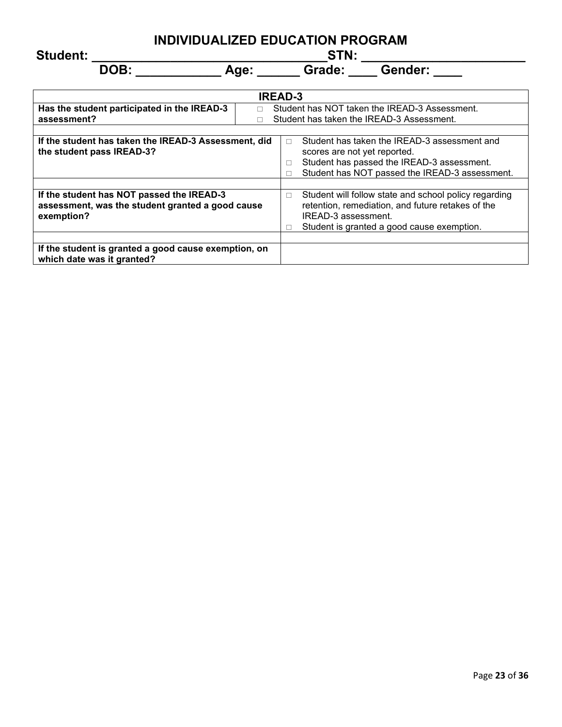# INDIVIDUALIZED EDUCATION PROGRAM

**Student: ________________________________STN: ______________________**

**DOB: ___________ Age: ______ Grade: ____ Gender: ____**

| IREAD-3 | |
|---|---|
| **Has the student participated in the IREAD-3 assessment?** | □ Student has NOT taken the IREAD-3 Assessment.<br>□ Student has taken the IREAD-3 Assessment. |
| | |
| **If the student has taken the IREAD-3 Assessment, did the student pass IREAD-3?** | □ Student has taken the IREAD-3 assessment and scores are not yet reported.<br>□ Student has passed the IREAD-3 assessment.<br>□ Student has NOT passed the IREAD-3 assessment. |
| | |
| **If the student has NOT passed the IREAD-3 assessment, was the student granted a good cause exemption?** | □ Student will follow state and school policy regarding retention, remediation, and future retakes of the IREAD-3 assessment.<br>□ Student is granted a good cause exemption. |
| | |
| **If the student is granted a good cause exemption, on which date was it granted?** | |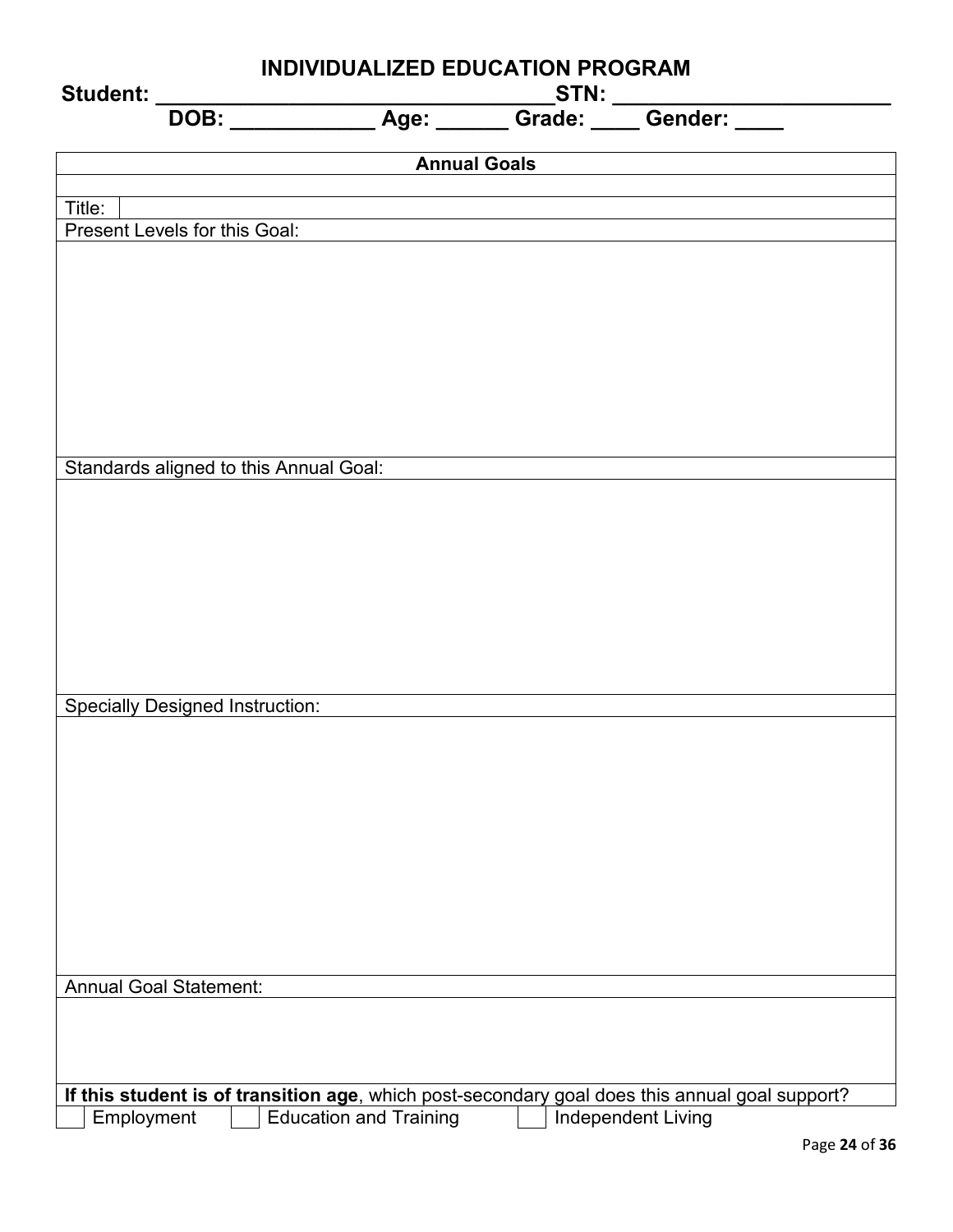# INDIVIDUALIZED EDUCATION PROGRAM

**Student: ________________________________STN: ______________________**

**DOB: ___________ Age: ______ Grade: ____ Gender: ____**

| **Annual Goals** |
|---|
| |
| Title: |
| Present Levels for this Goal: |
| |
| Standards aligned to this Annual Goal: |
| |
| Specially Designed Instruction: |
| |
| Annual Goal Statement: |
| |
| **If this student is of transition age**, which post-secondary goal does this annual goal support? |

☐ Employment ☐ Education and Training ☐ Independent Living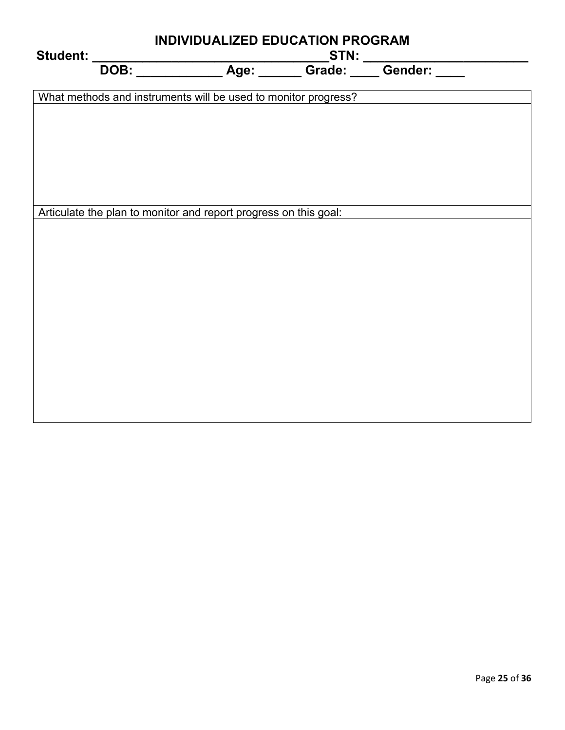# INDIVIDUALIZED EDUCATION PROGRAM

**Student: \_\_\_\_\_\_\_\_\_\_\_\_\_\_\_\_\_\_\_\_\_\_\_\_\_\_\_\_\_\_\_\_\_\_\_STN: \_\_\_\_\_\_\_\_\_\_\_\_\_\_\_\_\_\_\_\_\_\_\_\_**

**DOB: \_\_\_\_\_\_\_\_\_\_\_\_ Age: \_\_\_\_\_\_ Grade: \_\_\_\_ Gender: \_\_\_\_**

| What methods and instruments will be used to monitor progress? |
|---|
| |
| Articulate the plan to monitor and report progress on this goal: |
| |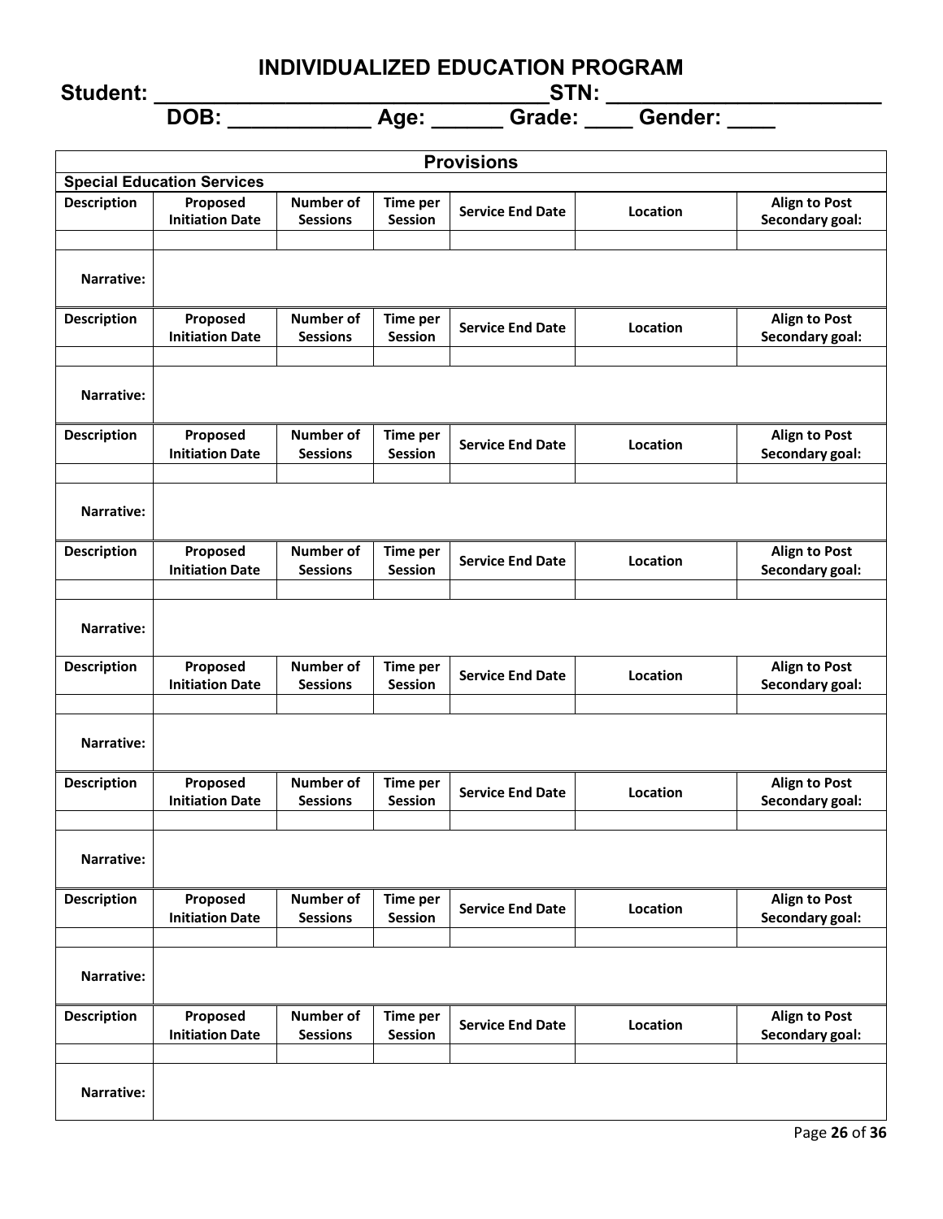# INDIVIDUALIZED EDUCATION PROGRAM

**Student: ________________________________STN: ______________________**

**DOB: ___________ Age: ______ Grade: ____ Gender: ____**

| Provisions | | | | | | |
|---|---|---|---|---|---|---|
| **Special Education Services** | | | | | | |
| **Description** | **Proposed Initiation Date** | **Number of Sessions** | **Time per Session** | **Service End Date** | **Location** | **Align to Post Secondary goal:** |
| | | | | | | |
| **Narrative:** | | | | | | |
| **Description** | **Proposed Initiation Date** | **Number of Sessions** | **Time per Session** | **Service End Date** | **Location** | **Align to Post Secondary goal:** |
| | | | | | | |
| **Narrative:** | | | | | | |
| **Description** | **Proposed Initiation Date** | **Number of Sessions** | **Time per Session** | **Service End Date** | **Location** | **Align to Post Secondary goal:** |
| | | | | | | |
| **Narrative:** | | | | | | |
| **Description** | **Proposed Initiation Date** | **Number of Sessions** | **Time per Session** | **Service End Date** | **Location** | **Align to Post Secondary goal:** |
| | | | | | | |
| **Narrative:** | | | | | | |
| **Description** | **Proposed Initiation Date** | **Number of Sessions** | **Time per Session** | **Service End Date** | **Location** | **Align to Post Secondary goal:** |
| | | | | | | |
| **Narrative:** | | | | | | |
| **Description** | **Proposed Initiation Date** | **Number of Sessions** | **Time per Session** | **Service End Date** | **Location** | **Align to Post Secondary goal:** |
| | | | | | | |
| **Narrative:** | | | | | | |
| **Description** | **Proposed Initiation Date** | **Number of Sessions** | **Time per Session** | **Service End Date** | **Location** | **Align to Post Secondary goal:** |
| | | | | | | |
| **Narrative:** | | | | | | |
| **Description** | **Proposed Initiation Date** | **Number of Sessions** | **Time per Session** | **Service End Date** | **Location** | **Align to Post Secondary goal:** |
| | | | | | | |
| **Narrative:** | | | | | | |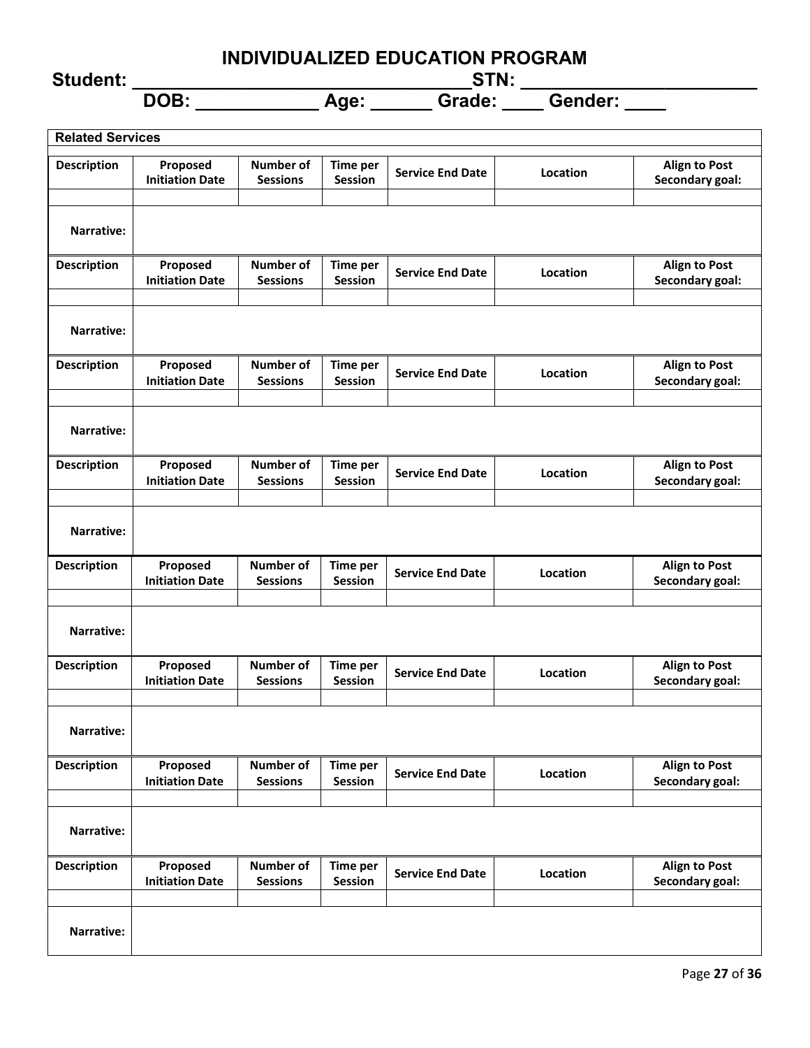# INDIVIDUALIZED EDUCATION PROGRAM

**Student: ________________________________ STN: ______________________**

**DOB: ___________ Age: ______ Grade: ____ Gender: ____**

| Related Services | | | | | | |
|---|---|---|---|---|---|---|
| **Description** | **Proposed Initiation Date** | **Number of Sessions** | **Time per Session** | **Service End Date** | **Location** | **Align to Post Secondary goal:** |
| | | | | | | |
| **Narrative:** | | | | | | |
| **Description** | **Proposed Initiation Date** | **Number of Sessions** | **Time per Session** | **Service End Date** | **Location** | **Align to Post Secondary goal:** |
| | | | | | | |
| **Narrative:** | | | | | | |
| **Description** | **Proposed Initiation Date** | **Number of Sessions** | **Time per Session** | **Service End Date** | **Location** | **Align to Post Secondary goal:** |
| | | | | | | |
| **Narrative:** | | | | | | |
| **Description** | **Proposed Initiation Date** | **Number of Sessions** | **Time per Session** | **Service End Date** | **Location** | **Align to Post Secondary goal:** |
| | | | | | | |
| **Narrative:** | | | | | | |
| **Description** | **Proposed Initiation Date** | **Number of Sessions** | **Time per Session** | **Service End Date** | **Location** | **Align to Post Secondary goal:** |
| | | | | | | |
| **Narrative:** | | | | | | |
| **Description** | **Proposed Initiation Date** | **Number of Sessions** | **Time per Session** | **Service End Date** | **Location** | **Align to Post Secondary goal:** |
| | | | | | | |
| **Narrative:** | | | | | | |
| **Description** | **Proposed Initiation Date** | **Number of Sessions** | **Time per Session** | **Service End Date** | **Location** | **Align to Post Secondary goal:** |
| | | | | | | |
| **Narrative:** | | | | | | |
| **Description** | **Proposed Initiation Date** | **Number of Sessions** | **Time per Session** | **Service End Date** | **Location** | **Align to Post Secondary goal:** |
| | | | | | | |
| **Narrative:** | | | | | | |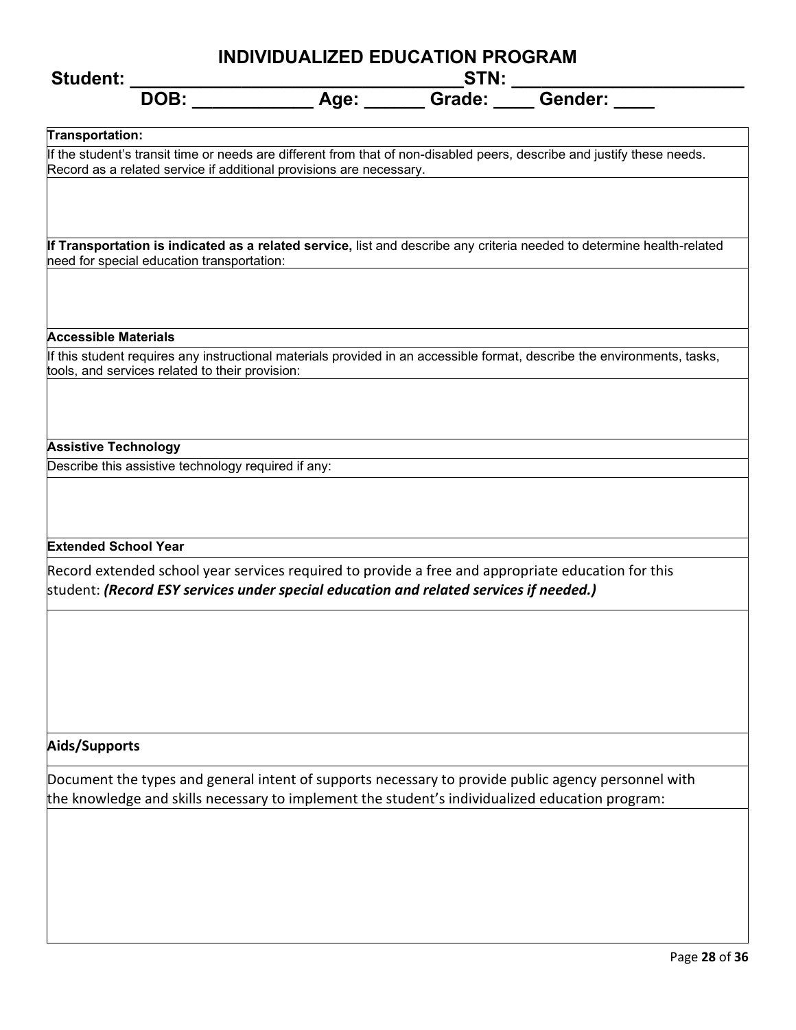# INDIVIDUALIZED EDUCATION PROGRAM

**Student: \_\_\_\_\_\_\_\_\_\_\_\_\_\_\_\_\_\_\_\_\_\_\_\_\_\_\_\_\_\_\_\_\_\_STN: \_\_\_\_\_\_\_\_\_\_\_\_\_\_\_\_\_\_\_\_\_\_\_\_**

**DOB: \_\_\_\_\_\_\_\_\_\_\_\_ Age: \_\_\_\_\_\_ Grade: \_\_\_\_ Gender: \_\_\_\_**

**Transportation:**

If the student's transit time or needs are different from that of non-disabled peers, describe and justify these needs. Record as a related service if additional provisions are necessary.

**If Transportation is indicated as a related service,** list and describe any criteria needed to determine health-related need for special education transportation:

**Accessible Materials**

If this student requires any instructional materials provided in an accessible format, describe the environments, tasks, tools, and services related to their provision:

**Assistive Technology**

Describe this assistive technology required if any:

**Extended School Year**

Record extended school year services required to provide a free and appropriate education for this student: ***(Record ESY services under special education and related services if needed.)***

**Aids/Supports**

Document the types and general intent of supports necessary to provide public agency personnel with the knowledge and skills necessary to implement the student's individualized education program: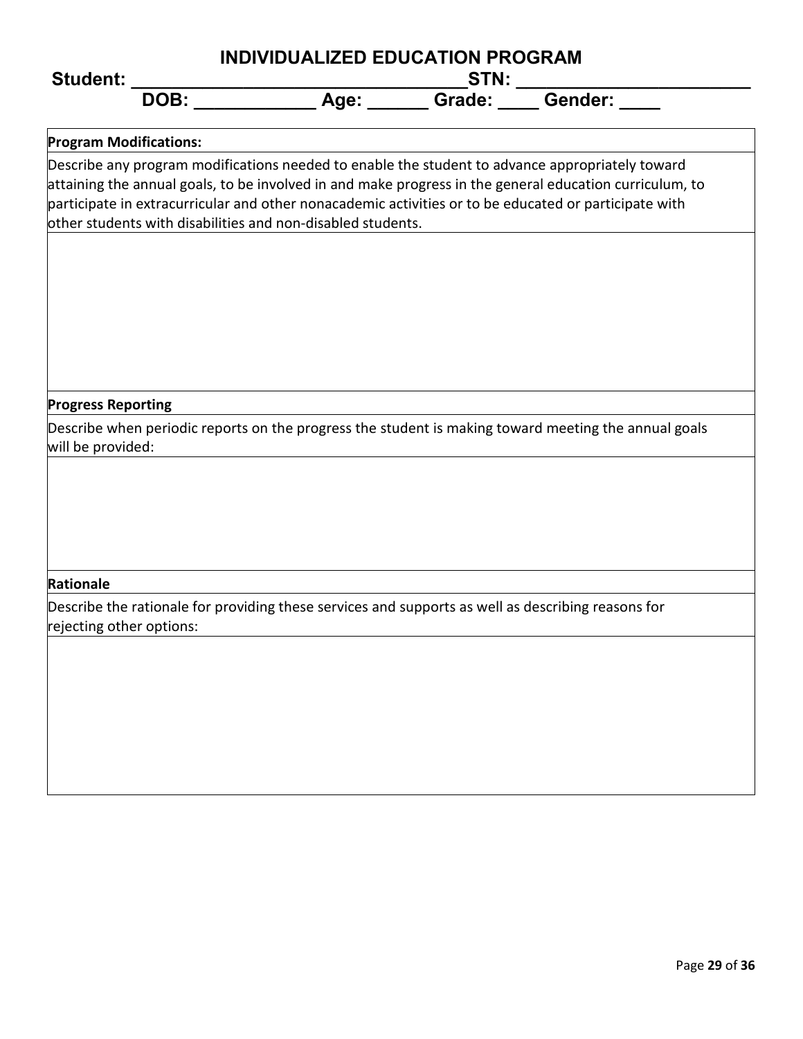# INDIVIDUALIZED EDUCATION PROGRAM

**Student: ________________________________STN: ______________________**

**DOB: ___________ Age: ______ Grade: ____ Gender: ____**

| **Program Modifications:** |
|---|
| Describe any program modifications needed to enable the student to advance appropriately toward attaining the annual goals, to be involved in and make progress in the general education curriculum, to participate in extracurricular and other nonacademic activities or to be educated or participate with other students with disabilities and non-disabled students. |
| |
| **Progress Reporting** |
| Describe when periodic reports on the progress the student is making toward meeting the annual goals will be provided: |
| |
| **Rationale** |
| Describe the rationale for providing these services and supports as well as describing reasons for rejecting other options: |
| |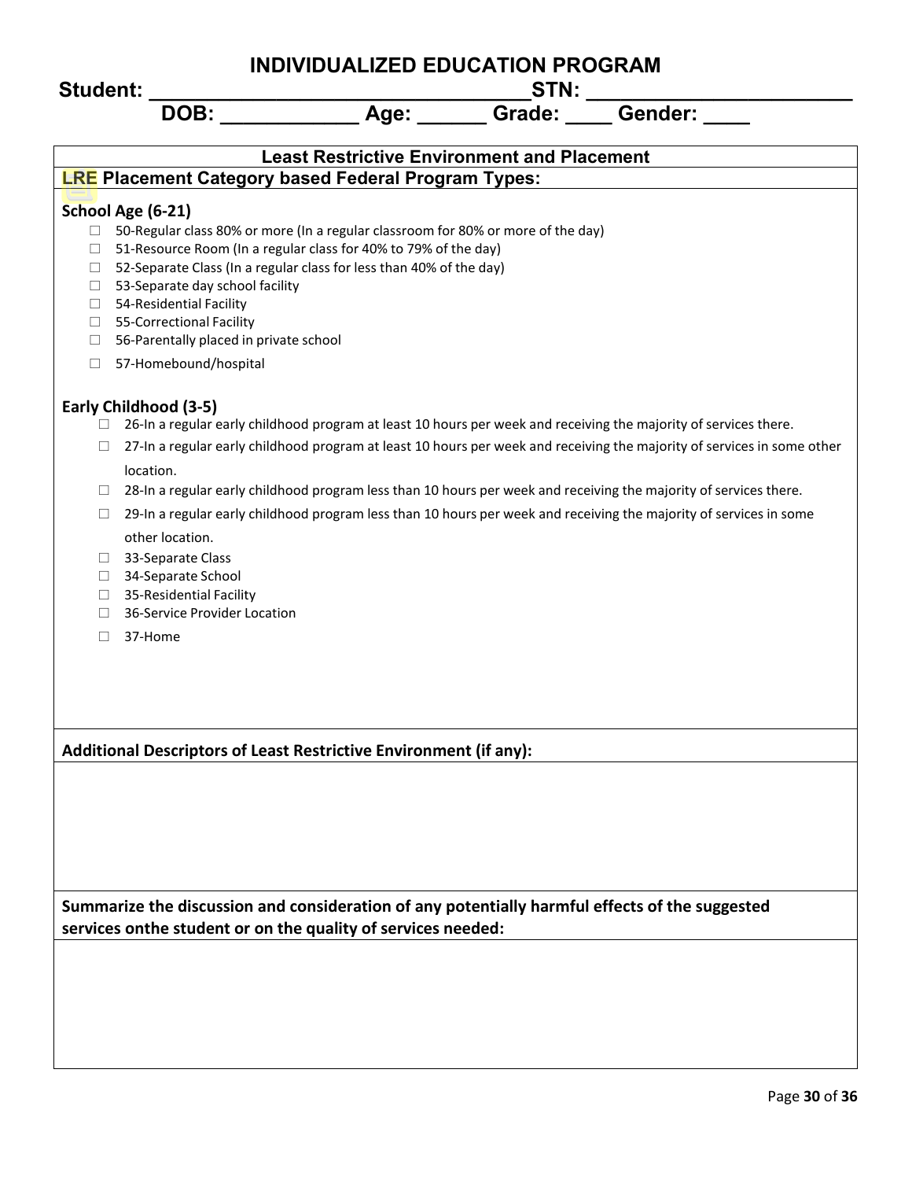# INDIVIDUALIZED EDUCATION PROGRAM

**Student: \_\_\_\_\_\_\_\_\_\_\_\_\_\_\_\_\_\_\_\_\_\_\_\_\_\_\_\_\_\_\_\_\_STN: \_\_\_\_\_\_\_\_\_\_\_\_\_\_\_\_\_\_\_\_\_\_\_**

**DOB: \_\_\_\_\_\_\_\_\_\_\_ Age: \_\_\_\_\_\_ Grade: \_\_\_\_ Gender: \_\_\_\_**

## Least Restrictive Environment and Placement

### LRE Placement Category based Federal Program Types:

**School Age (6-21)**

- ☐ 50-Regular class 80% or more (In a regular classroom for 80% or more of the day)
- ☐ 51-Resource Room (In a regular class for 40% to 79% of the day)
- ☐ 52-Separate Class (In a regular class for less than 40% of the day)
- ☐ 53-Separate day school facility
- ☐ 54-Residential Facility
- ☐ 55-Correctional Facility
- ☐ 56-Parentally placed in private school
- ☐ 57-Homebound/hospital

**Early Childhood (3-5)**

- ☐ 26-In a regular early childhood program at least 10 hours per week and receiving the majority of services there.
- ☐ 27-In a regular early childhood program at least 10 hours per week and receiving the majority of services in some other location.
- ☐ 28-In a regular early childhood program less than 10 hours per week and receiving the majority of services there.
- ☐ 29-In a regular early childhood program less than 10 hours per week and receiving the majority of services in some other location.
- ☐ 33-Separate Class
- ☐ 34-Separate School
- ☐ 35-Residential Facility
- ☐ 36-Service Provider Location
- ☐ 37-Home

**Additional Descriptors of Least Restrictive Environment (if any):**

**Summarize the discussion and consideration of any potentially harmful effects of the suggested services onthe student or on the quality of services needed:**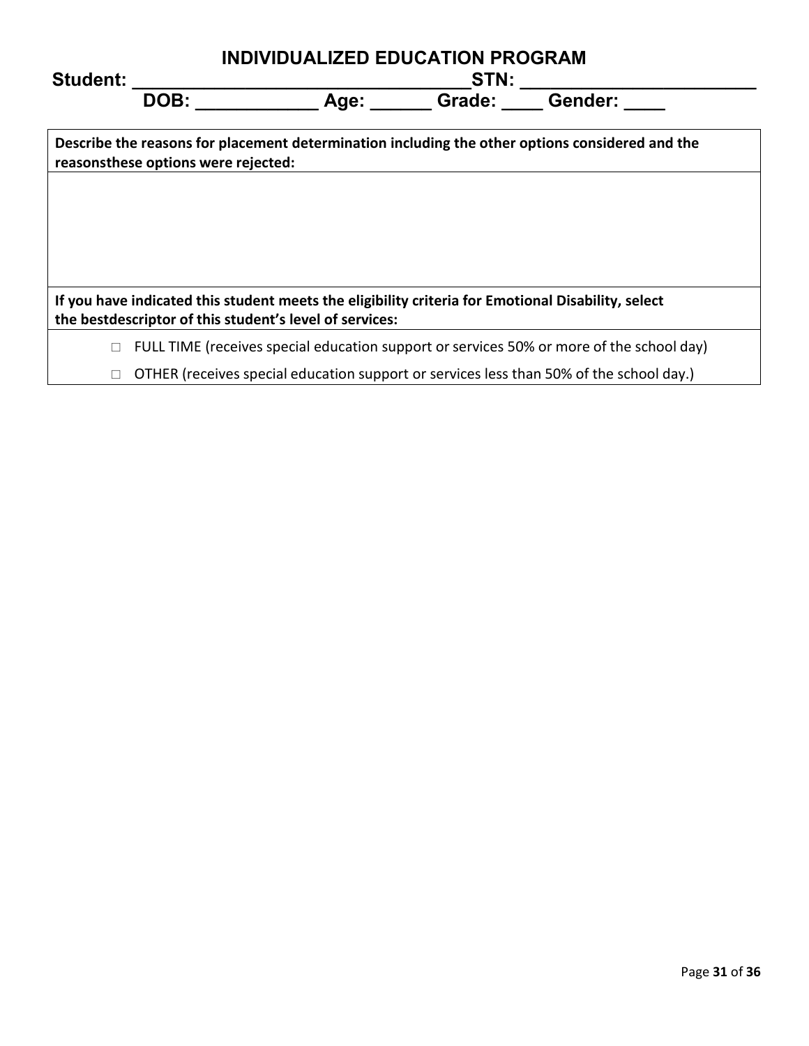# INDIVIDUALIZED EDUCATION PROGRAM

**Student: ________________________________ STN: ______________________**

**DOB: ___________ Age: ______ Grade: ____ Gender: ____**

| **Describe the reasons for placement determination including the other options considered and the reasonsthese options were rejected:** |
|---|
| |

| **If you have indicated this student meets the eligibility criteria for Emotional Disability, select the bestdescriptor of this student's level of services:** |
|---|
| ☐ FULL TIME (receives special education support or services 50% or more of the school day)<br>☐ OTHER (receives special education support or services less than 50% of the school day.) |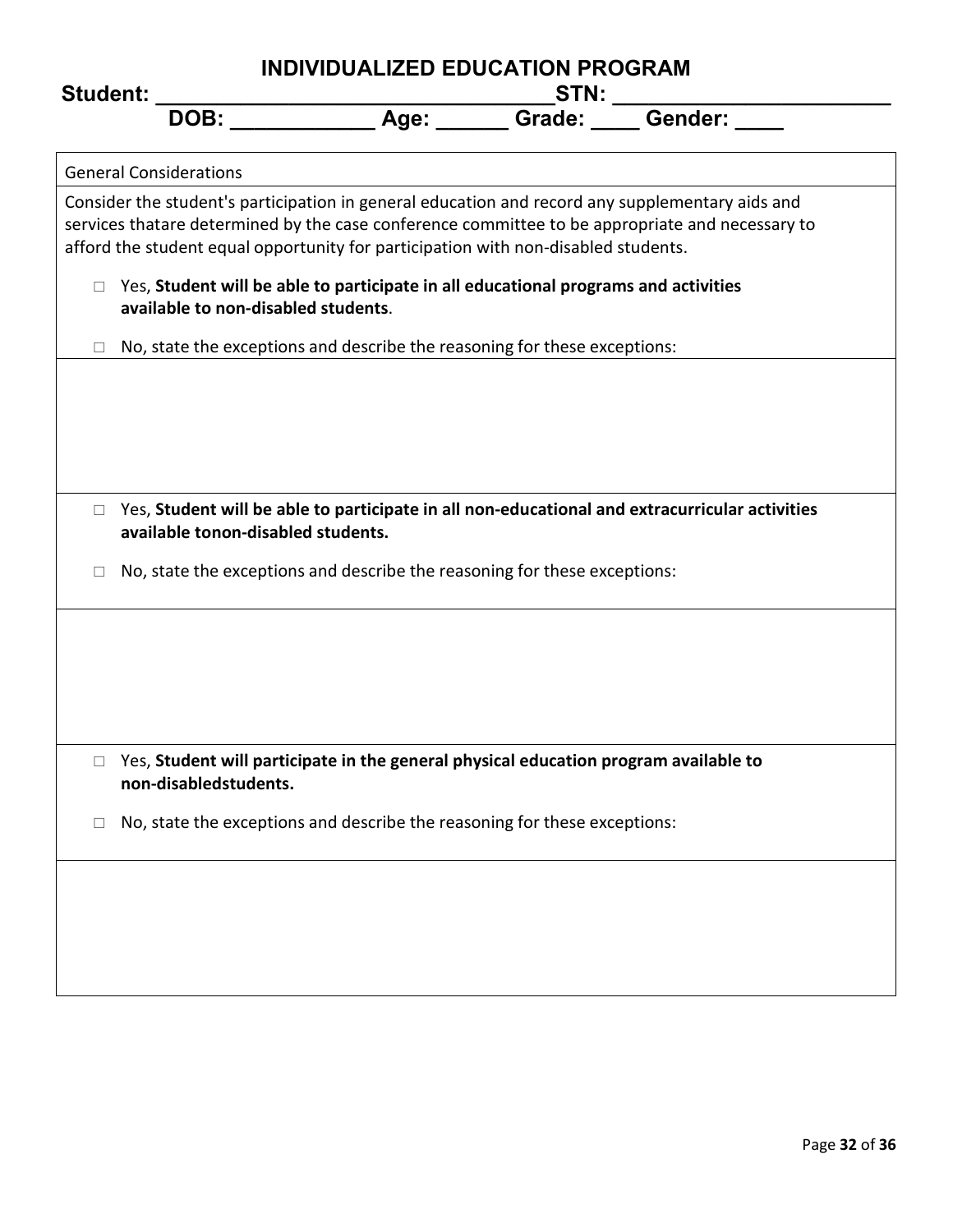# INDIVIDUALIZED EDUCATION PROGRAM

**Student: ________________________________STN: ______________________**

**DOB: ___________ Age: ______ Grade: ____ Gender: ____**

General Considerations

Consider the student's participation in general education and record any supplementary aids and services thatare determined by the case conference committee to be appropriate and necessary to afford the student equal opportunity for participation with non-disabled students.

- ☐ Yes, **Student will be able to participate in all educational programs and activities available to non-disabled students**.
- ☐ No, state the exceptions and describe the reasoning for these exceptions:

- ☐ Yes, **Student will be able to participate in all non-educational and extracurricular activities available tonon-disabled students.**
- ☐ No, state the exceptions and describe the reasoning for these exceptions:

- ☐ Yes, **Student will participate in the general physical education program available to non-disabledstudents.**
- ☐ No, state the exceptions and describe the reasoning for these exceptions: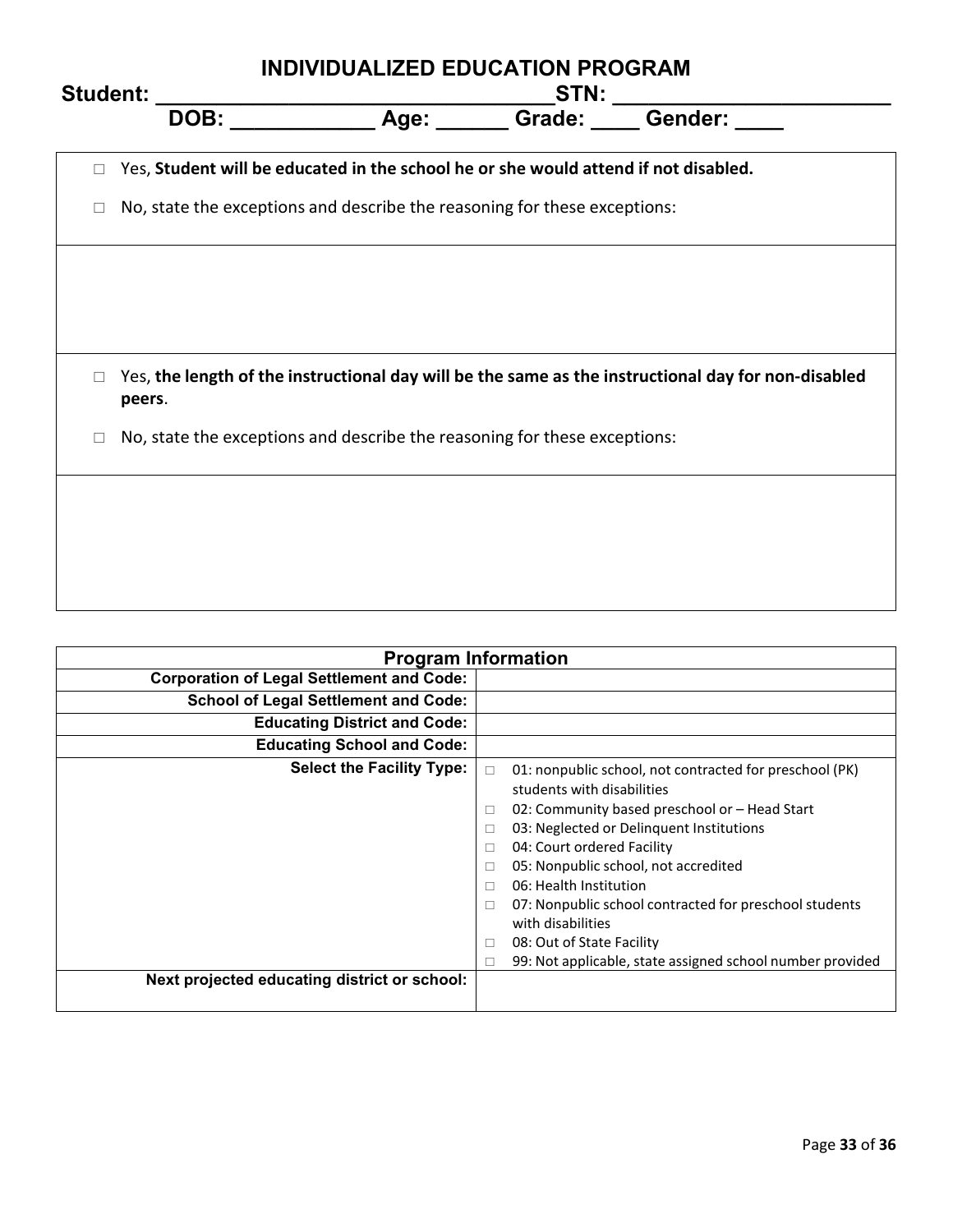# INDIVIDUALIZED EDUCATION PROGRAM

**Student: \_\_\_\_\_\_\_\_\_\_\_\_\_\_\_\_\_\_\_\_\_\_\_\_\_\_\_\_\_\_\_\_STN: \_\_\_\_\_\_\_\_\_\_\_\_\_\_\_\_\_\_\_\_\_\_\_**

**DOB: \_\_\_\_\_\_\_\_\_\_\_\_ Age: \_\_\_\_\_\_ Grade: \_\_\_\_ Gender: \_\_\_\_**

□ Yes, **Student will be educated in the school he or she would attend if not disabled.**

□ No, state the exceptions and describe the reasoning for these exceptions:

□ Yes, **the length of the instructional day will be the same as the instructional day for non-disabled peers**.

□ No, state the exceptions and describe the reasoning for these exceptions:

| Program Information | |
|---|---|
| **Corporation of Legal Settlement and Code:** | |
| **School of Legal Settlement and Code:** | |
| **Educating District and Code:** | |
| **Educating School and Code:** | |
| **Select the Facility Type:** | □ 01: nonpublic school, not contracted for preschool (PK) students with disabilities<br>□ 02: Community based preschool or – Head Start<br>□ 03: Neglected or Delinquent Institutions<br>□ 04: Court ordered Facility<br>□ 05: Nonpublic school, not accredited<br>□ 06: Health Institution<br>□ 07: Nonpublic school contracted for preschool students with disabilities<br>□ 08: Out of State Facility<br>□ 99: Not applicable, state assigned school number provided |
| **Next projected educating district or school:** | |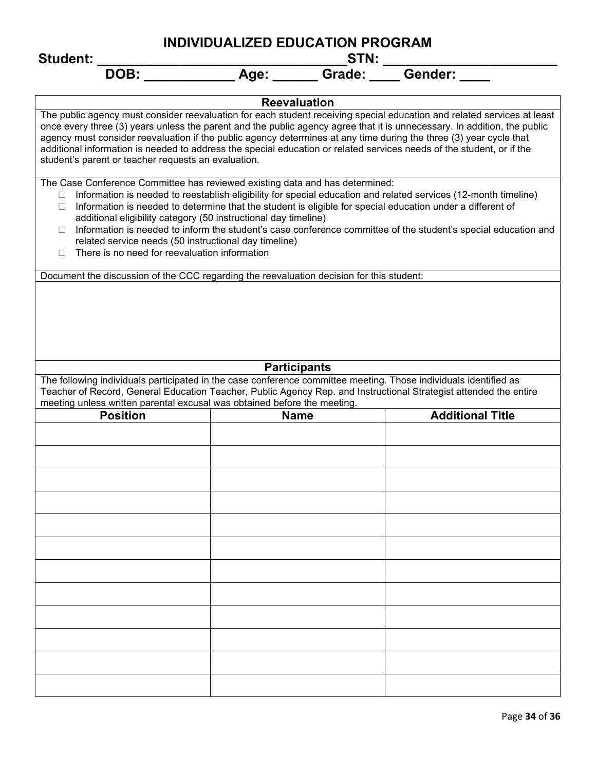# INDIVIDUALIZED EDUCATION PROGRAM

**Student: ________________________________STN: ______________________**

**DOB: ___________ Age: ______ Grade: ____ Gender: ____**

## Reevaluation

The public agency must consider reevaluation for each student receiving special education and related services at least once every three (3) years unless the parent and the public agency agree that it is unnecessary. In addition, the public agency must consider reevaluation if the public agency determines at any time during the three (3) year cycle that additional information is needed to address the special education or related services needs of the student, or if the student's parent or teacher requests an evaluation.

The Case Conference Committee has reviewed existing data and has determined:

- ☐ Information is needed to reestablish eligibility for special education and related services (12-month timeline)
- ☐ Information is needed to determine that the student is eligible for special education under a different of additional eligibility category (50 instructional day timeline)
- ☐ Information is needed to inform the student's case conference committee of the student's special education and related service needs (50 instructional day timeline)
- ☐ There is no need for reevaluation information

Document the discussion of the CCC regarding the reevaluation decision for this student:

## Participants

The following individuals participated in the case conference committee meeting. Those individuals identified as Teacher of Record, General Education Teacher, Public Agency Rep. and Instructional Strategist attended the entire meeting unless written parental excusal was obtained before the meeting.

| Position | Name | Additional Title |
|---|---|---|
| | | |
| | | |
| | | |
| | | |
| | | |
| | | |
| | | |
| | | |
| | | |
| | | |
| | | |
| | | |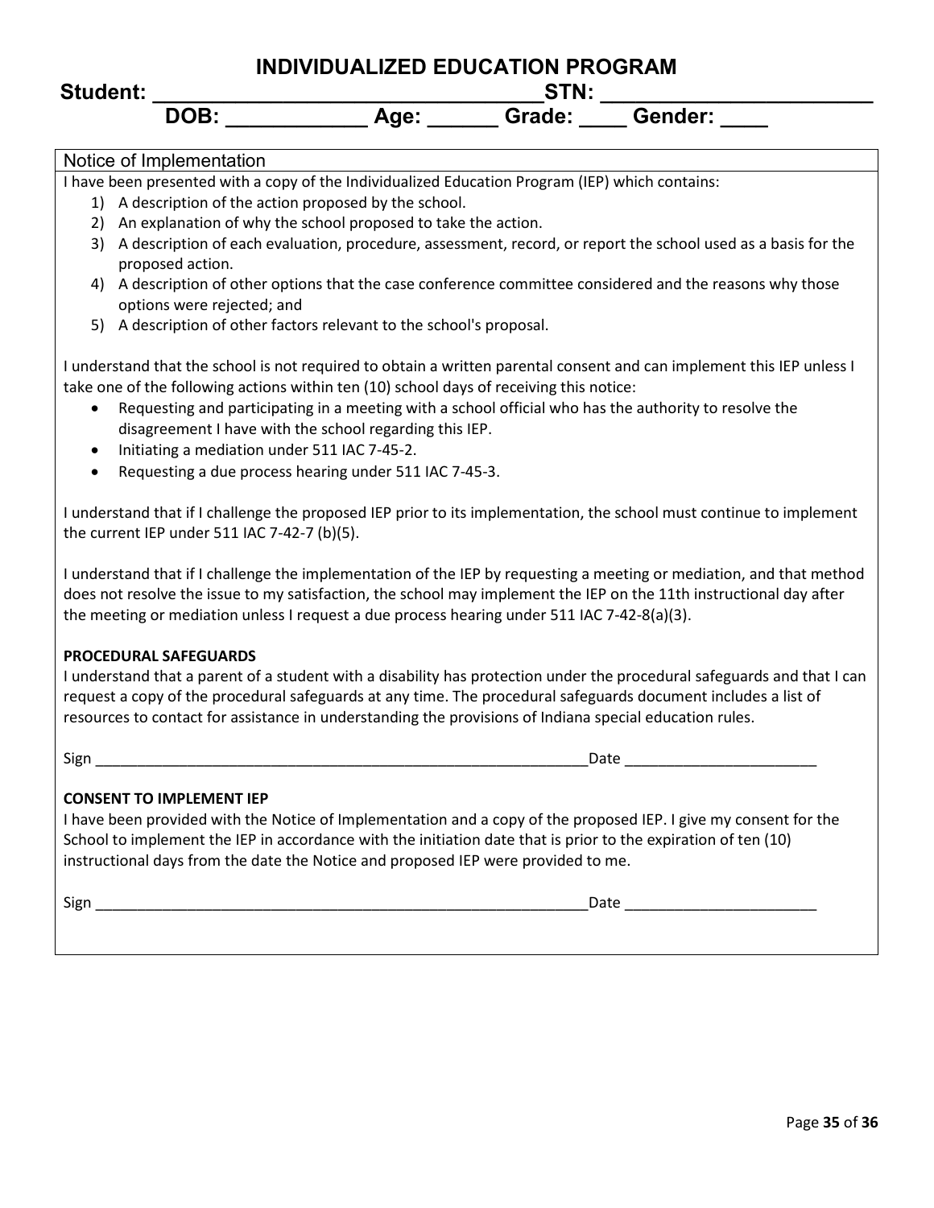# INDIVIDUALIZED EDUCATION PROGRAM

**Student: \_\_\_\_\_\_\_\_\_\_\_\_\_\_\_\_\_\_\_\_\_\_\_\_\_\_\_\_\_\_\_\_ STN: \_\_\_\_\_\_\_\_\_\_\_\_\_\_\_\_\_\_\_\_\_\_\_\_**

**DOB: \_\_\_\_\_\_\_\_\_\_\_\_ Age: \_\_\_\_\_\_ Grade: \_\_\_\_ Gender: \_\_\_\_**

## Notice of Implementation

I have been presented with a copy of the Individualized Education Program (IEP) which contains:

1) A description of the action proposed by the school.
2) An explanation of why the school proposed to take the action.
3) A description of each evaluation, procedure, assessment, record, or report the school used as a basis for the proposed action.
4) A description of other options that the case conference committee considered and the reasons why those options were rejected; and
5) A description of other factors relevant to the school's proposal.

I understand that the school is not required to obtain a written parental consent and can implement this IEP unless I take one of the following actions within ten (10) school days of receiving this notice:

- Requesting and participating in a meeting with a school official who has the authority to resolve the disagreement I have with the school regarding this IEP.
- Initiating a mediation under 511 IAC 7-45-2.
- Requesting a due process hearing under 511 IAC 7-45-3.

I understand that if I challenge the proposed IEP prior to its implementation, the school must continue to implement the current IEP under 511 IAC 7-42-7 (b)(5).

I understand that if I challenge the implementation of the IEP by requesting a meeting or mediation, and that method does not resolve the issue to my satisfaction, the school may implement the IEP on the 11th instructional day after the meeting or mediation unless I request a due process hearing under 511 IAC 7-42-8(a)(3).

**PROCEDURAL SAFEGUARDS**

I understand that a parent of a student with a disability has protection under the procedural safeguards and that I can request a copy of the procedural safeguards at any time. The procedural safeguards document includes a list of resources to contact for assistance in understanding the provisions of Indiana special education rules.

Sign \_\_\_\_\_\_\_\_\_\_\_\_\_\_\_\_\_\_\_\_\_\_\_\_\_\_\_\_\_\_\_\_\_\_\_\_\_\_\_\_\_\_\_\_\_\_\_\_\_\_\_\_\_\_\_\_\_\_\_\_ Date \_\_\_\_\_\_\_\_\_\_\_\_\_\_\_\_\_\_\_\_\_\_\_\_

**CONSENT TO IMPLEMENT IEP**

I have been provided with the Notice of Implementation and a copy of the proposed IEP. I give my consent for the School to implement the IEP in accordance with the initiation date that is prior to the expiration of ten (10) instructional days from the date the Notice and proposed IEP were provided to me.

Sign \_\_\_\_\_\_\_\_\_\_\_\_\_\_\_\_\_\_\_\_\_\_\_\_\_\_\_\_\_\_\_\_\_\_\_\_\_\_\_\_\_\_\_\_\_\_\_\_\_\_\_\_\_\_\_\_\_\_\_\_ Date \_\_\_\_\_\_\_\_\_\_\_\_\_\_\_\_\_\_\_\_\_\_\_\_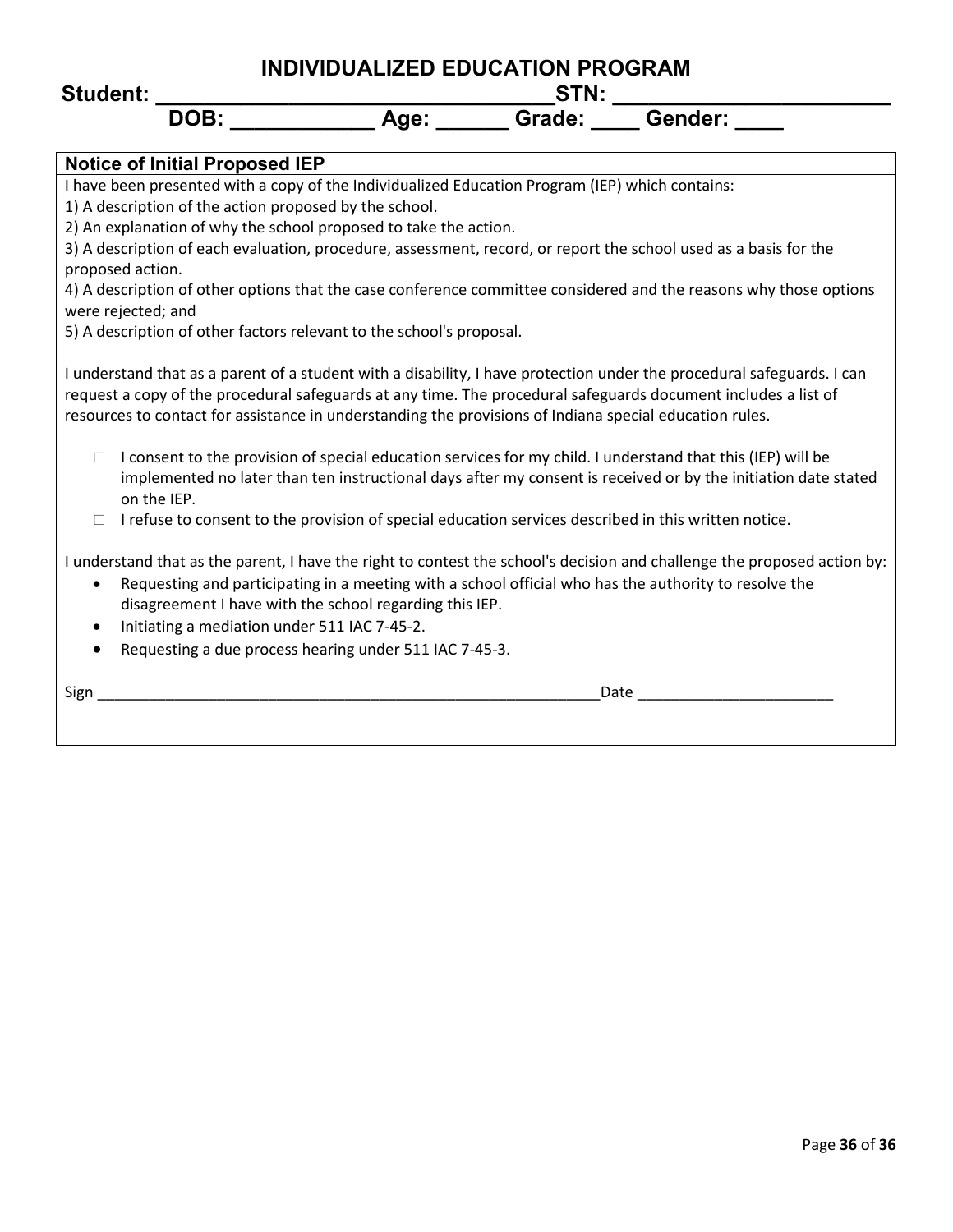# INDIVIDUALIZED EDUCATION PROGRAM

**Student: ________________________________ STN: ______________________**

**DOB: ___________ Age: ______ Grade: ____ Gender: ____**

## Notice of Initial Proposed IEP

I have been presented with a copy of the Individualized Education Program (IEP) which contains:

1) A description of the action proposed by the school.
2) An explanation of why the school proposed to take the action.
3) A description of each evaluation, procedure, assessment, record, or report the school used as a basis for the proposed action.
4) A description of other options that the case conference committee considered and the reasons why those options were rejected; and
5) A description of other factors relevant to the school's proposal.

I understand that as a parent of a student with a disability, I have protection under the procedural safeguards. I can request a copy of the procedural safeguards at any time. The procedural safeguards document includes a list of resources to contact for assistance in understanding the provisions of Indiana special education rules.

- ☐ I consent to the provision of special education services for my child. I understand that this (IEP) will be implemented no later than ten instructional days after my consent is received or by the initiation date stated on the IEP.
- ☐ I refuse to consent to the provision of special education services described in this written notice.

I understand that as the parent, I have the right to contest the school's decision and challenge the proposed action by:

- Requesting and participating in a meeting with a school official who has the authority to resolve the disagreement I have with the school regarding this IEP.
- Initiating a mediation under 511 IAC 7-45-2.
- Requesting a due process hearing under 511 IAC 7-45-3.

Sign ____________________________________________________________ Date _______________________